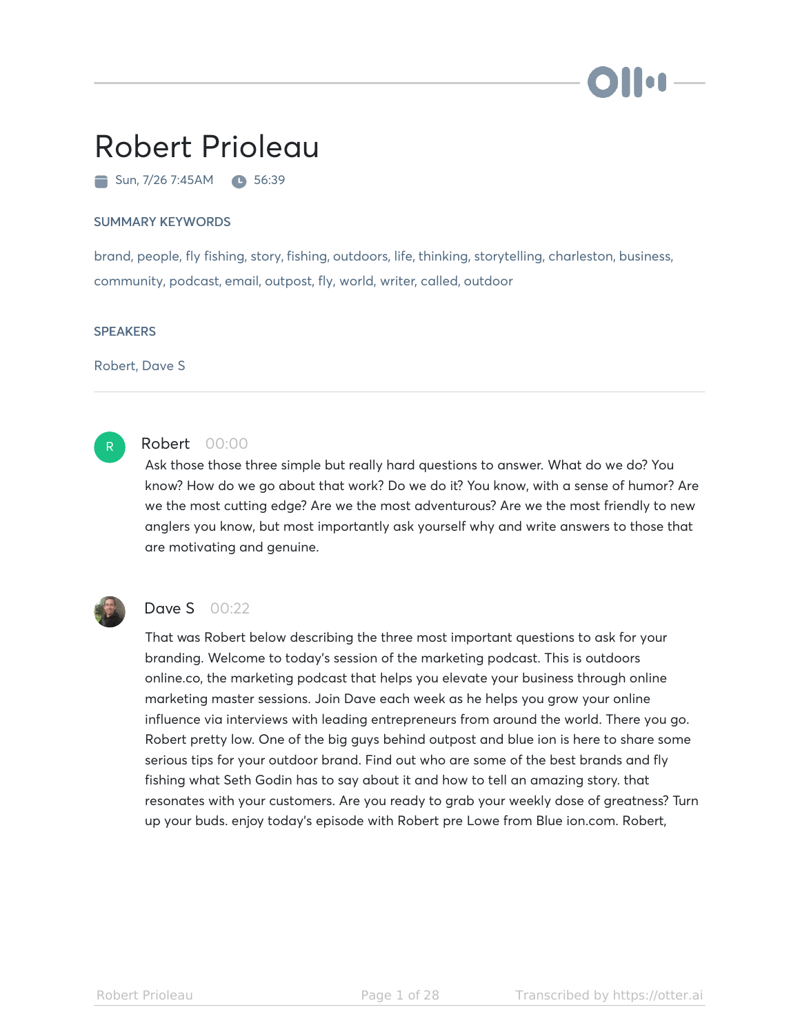# Robert Prioleau

Sun, 7/26 7:45AM 56:39

## SUMMARY KEYWORDS

brand, people, fly fishing, story, fishing, outdoors, life, thinking, storytelling, charleston, business, community, podcast, email, outpost, fly, world, writer, called, outdoor

## SPEAKERS

Robert, Dave S

---

**Robert** 00:00

Ask those those three simple but really hard questions to answer. What do we do? You know? How do we go about that work? Do we do it? You know, with a sense of humor? Are we the most cutting edge? Are we the most adventurous? Are we the most friendly to new anglers you know, but most importantly ask yourself why and write answers to those that are motivating and genuine.

**Dave S** 00:22

That was Robert below describing the three most important questions to ask for your branding. Welcome to today's session of the marketing podcast. This is outdoors online.co, the marketing podcast that helps you elevate your business through online marketing master sessions. Join Dave each week as he helps you grow your online influence via interviews with leading entrepreneurs from around the world. There you go. Robert pretty low. One of the big guys behind outpost and blue ion is here to share some serious tips for your outdoor brand. Find out who are some of the best brands and fly fishing what Seth Godin has to say about it and how to tell an amazing story. that resonates with your customers. Are you ready to grab your weekly dose of greatness? Turn up your buds. enjoy today's episode with Robert pre Lowe from Blue ion.com. Robert,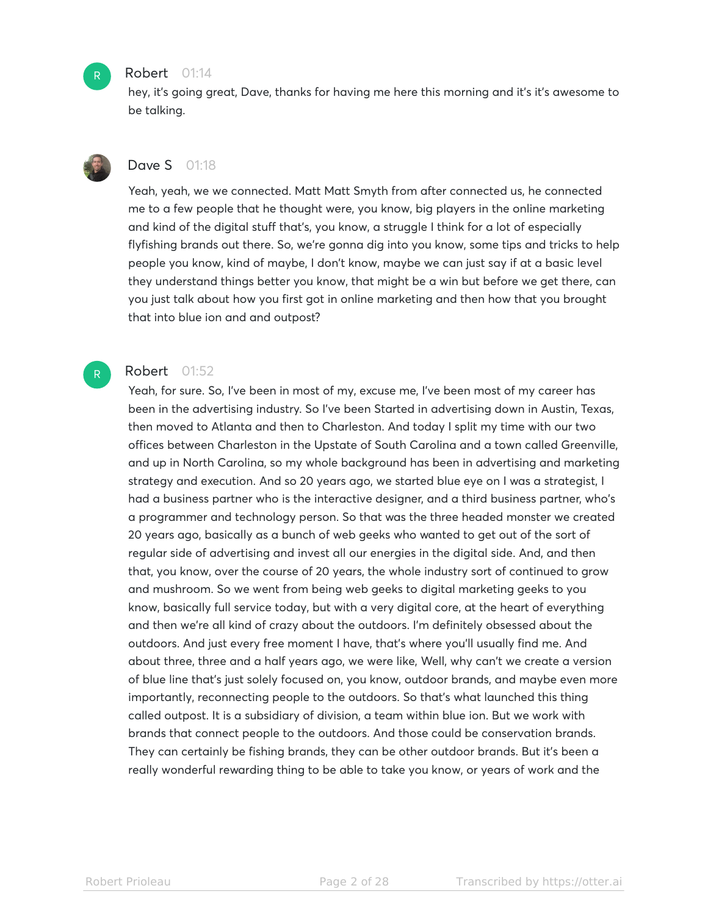**Robert** 01:14

hey, it's going great, Dave, thanks for having me here this morning and it's it's awesome to be talking.

**Dave S** 01:18

Yeah, yeah, we we connected. Matt Matt Smyth from after connected us, he connected me to a few people that he thought were, you know, big players in the online marketing and kind of the digital stuff that's, you know, a struggle I think for a lot of especially flyfishing brands out there. So, we're gonna dig into you know, some tips and tricks to help people you know, kind of maybe, I don't know, maybe we can just say if at a basic level they understand things better you know, that might be a win but before we get there, can you just talk about how you first got in online marketing and then how that you brought that into blue ion and and outpost?

**Robert** 01:52

Yeah, for sure. So, I've been in most of my, excuse me, I've been most of my career has been in the advertising industry. So I've been Started in advertising down in Austin, Texas, then moved to Atlanta and then to Charleston. And today I split my time with our two offices between Charleston in the Upstate of South Carolina and a town called Greenville, and up in North Carolina, so my whole background has been in advertising and marketing strategy and execution. And so 20 years ago, we started blue eye on I was a strategist, I had a business partner who is the interactive designer, and a third business partner, who's a programmer and technology person. So that was the three headed monster we created 20 years ago, basically as a bunch of web geeks who wanted to get out of the sort of regular side of advertising and invest all our energies in the digital side. And, and then that, you know, over the course of 20 years, the whole industry sort of continued to grow and mushroom. So we went from being web geeks to digital marketing geeks to you know, basically full service today, but with a very digital core, at the heart of everything and then we're all kind of crazy about the outdoors. I'm definitely obsessed about the outdoors. And just every free moment I have, that's where you'll usually find me. And about three, three and a half years ago, we were like, Well, why can't we create a version of blue line that's just solely focused on, you know, outdoor brands, and maybe even more importantly, reconnecting people to the outdoors. So that's what launched this thing called outpost. It is a subsidiary of division, a team within blue ion. But we work with brands that connect people to the outdoors. And those could be conservation brands. They can certainly be fishing brands, they can be other outdoor brands. But it's been a really wonderful rewarding thing to be able to take you know, or years of work and the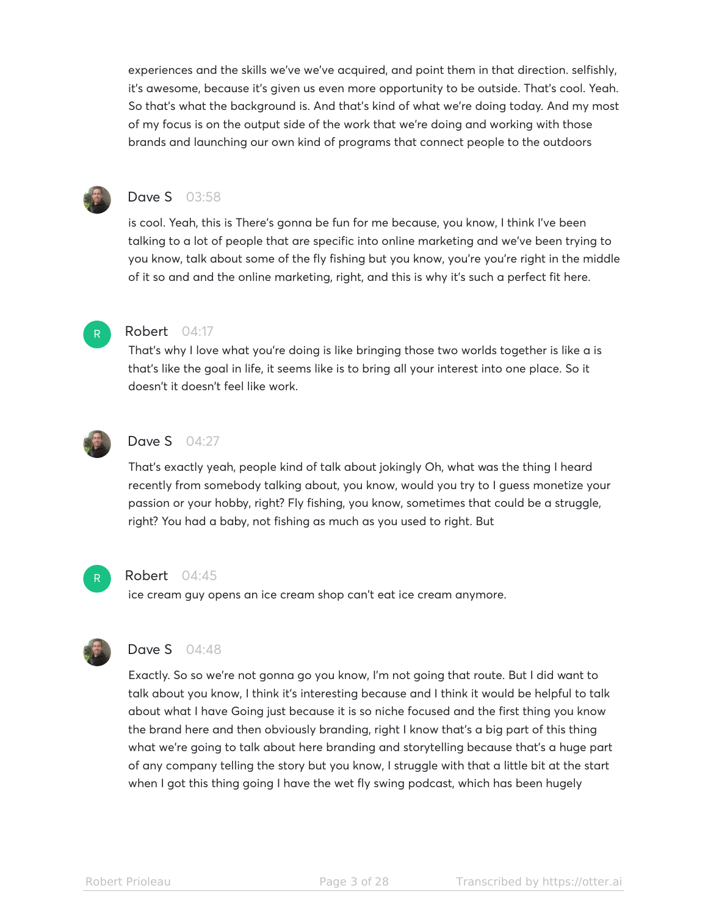experiences and the skills we've we've acquired, and point them in that direction. selfishly, it's awesome, because it's given us even more opportunity to be outside. That's cool. Yeah. So that's what the background is. And that's kind of what we're doing today. And my most of my focus is on the output side of the work that we're doing and working with those brands and launching our own kind of programs that connect people to the outdoors

**Dave S** 03:58

is cool. Yeah, this is There's gonna be fun for me because, you know, I think I've been talking to a lot of people that are specific into online marketing and we've been trying to you know, talk about some of the fly fishing but you know, you're you're right in the middle of it so and and the online marketing, right, and this is why it's such a perfect fit here.

**Robert** 04:17

That's why I love what you're doing is like bringing those two worlds together is like a is that's like the goal in life, it seems like is to bring all your interest into one place. So it doesn't it doesn't feel like work.

**Dave S** 04:27

That's exactly yeah, people kind of talk about jokingly Oh, what was the thing I heard recently from somebody talking about, you know, would you try to I guess monetize your passion or your hobby, right? Fly fishing, you know, sometimes that could be a struggle, right? You had a baby, not fishing as much as you used to right. But

**Robert** 04:45

ice cream guy opens an ice cream shop can't eat ice cream anymore.

**Dave S** 04:48

Exactly. So so we're not gonna go you know, I'm not going that route. But I did want to talk about you know, I think it's interesting because and I think it would be helpful to talk about what I have Going just because it is so niche focused and the first thing you know the brand here and then obviously branding, right I know that's a big part of this thing what we're going to talk about here branding and storytelling because that's a huge part of any company telling the story but you know, I struggle with that a little bit at the start when I got this thing going I have the wet fly swing podcast, which has been hugely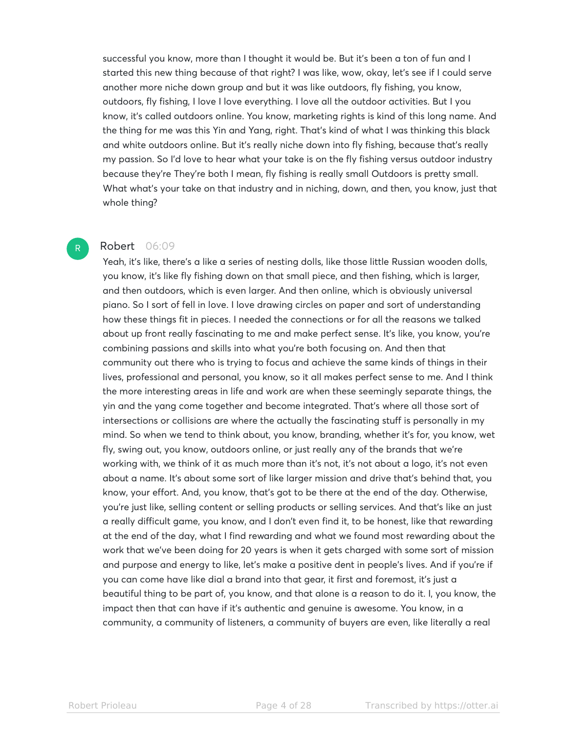successful you know, more than I thought it would be. But it's been a ton of fun and I started this new thing because of that right? I was like, wow, okay, let's see if I could serve another more niche down group and but it was like outdoors, fly fishing, you know, outdoors, fly fishing, I love I love everything. I love all the outdoor activities. But I you know, it's called outdoors online. You know, marketing rights is kind of this long name. And the thing for me was this Yin and Yang, right. That's kind of what I was thinking this black and white outdoors online. But it's really niche down into fly fishing, because that's really my passion. So I'd love to hear what your take is on the fly fishing versus outdoor industry because they're They're both I mean, fly fishing is really small Outdoors is pretty small. What what's your take on that industry and in niching, down, and then, you know, just that whole thing?

**Robert** 06:09

Yeah, it's like, there's a like a series of nesting dolls, like those little Russian wooden dolls, you know, it's like fly fishing down on that small piece, and then fishing, which is larger, and then outdoors, which is even larger. And then online, which is obviously universal piano. So I sort of fell in love. I love drawing circles on paper and sort of understanding how these things fit in pieces. I needed the connections or for all the reasons we talked about up front really fascinating to me and make perfect sense. It's like, you know, you're combining passions and skills into what you're both focusing on. And then that community out there who is trying to focus and achieve the same kinds of things in their lives, professional and personal, you know, so it all makes perfect sense to me. And I think the more interesting areas in life and work are when these seemingly separate things, the yin and the yang come together and become integrated. That's where all those sort of intersections or collisions are where the actually the fascinating stuff is personally in my mind. So when we tend to think about, you know, branding, whether it's for, you know, wet fly, swing out, you know, outdoors online, or just really any of the brands that we're working with, we think of it as much more than it's not, it's not about a logo, it's not even about a name. It's about some sort of like larger mission and drive that's behind that, you know, your effort. And, you know, that's got to be there at the end of the day. Otherwise, you're just like, selling content or selling products or selling services. And that's like an just a really difficult game, you know, and I don't even find it, to be honest, like that rewarding at the end of the day, what I find rewarding and what we found most rewarding about the work that we've been doing for 20 years is when it gets charged with some sort of mission and purpose and energy to like, let's make a positive dent in people's lives. And if you're if you can come have like dial a brand into that gear, it first and foremost, it's just a beautiful thing to be part of, you know, and that alone is a reason to do it. I, you know, the impact then that can have if it's authentic and genuine is awesome. You know, in a community, a community of listeners, a community of buyers are even, like literally a real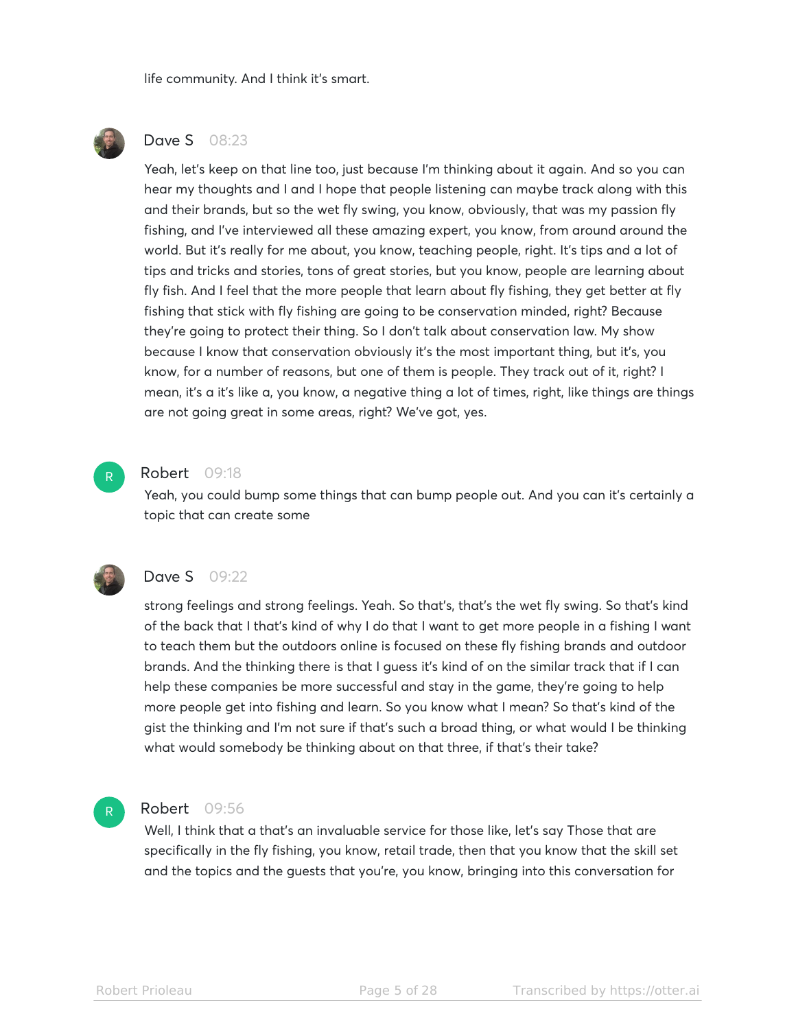life community. And I think it's smart.

**Dave S** 08:23

Yeah, let's keep on that line too, just because I'm thinking about it again. And so you can hear my thoughts and I and I hope that people listening can maybe track along with this and their brands, but so the wet fly swing, you know, obviously, that was my passion fly fishing, and I've interviewed all these amazing expert, you know, from around around the world. But it's really for me about, you know, teaching people, right. It's tips and a lot of tips and tricks and stories, tons of great stories, but you know, people are learning about fly fish. And I feel that the more people that learn about fly fishing, they get better at fly fishing that stick with fly fishing are going to be conservation minded, right? Because they're going to protect their thing. So I don't talk about conservation law. My show because I know that conservation obviously it's the most important thing, but it's, you know, for a number of reasons, but one of them is people. They track out of it, right? I mean, it's a it's like a, you know, a negative thing a lot of times, right, like things are things are not going great in some areas, right? We've got, yes.

**Robert** 09:18

Yeah, you could bump some things that can bump people out. And you can it's certainly a topic that can create some

**Dave S** 09:22

strong feelings and strong feelings. Yeah. So that's, that's the wet fly swing. So that's kind of the back that I that's kind of why I do that I want to get more people in a fishing I want to teach them but the outdoors online is focused on these fly fishing brands and outdoor brands. And the thinking there is that I guess it's kind of on the similar track that if I can help these companies be more successful and stay in the game, they're going to help more people get into fishing and learn. So you know what I mean? So that's kind of the gist the thinking and I'm not sure if that's such a broad thing, or what would I be thinking what would somebody be thinking about on that three, if that's their take?

**Robert** 09:56

Well, I think that a that's an invaluable service for those like, let's say Those that are specifically in the fly fishing, you know, retail trade, then that you know that the skill set and the topics and the guests that you're, you know, bringing into this conversation for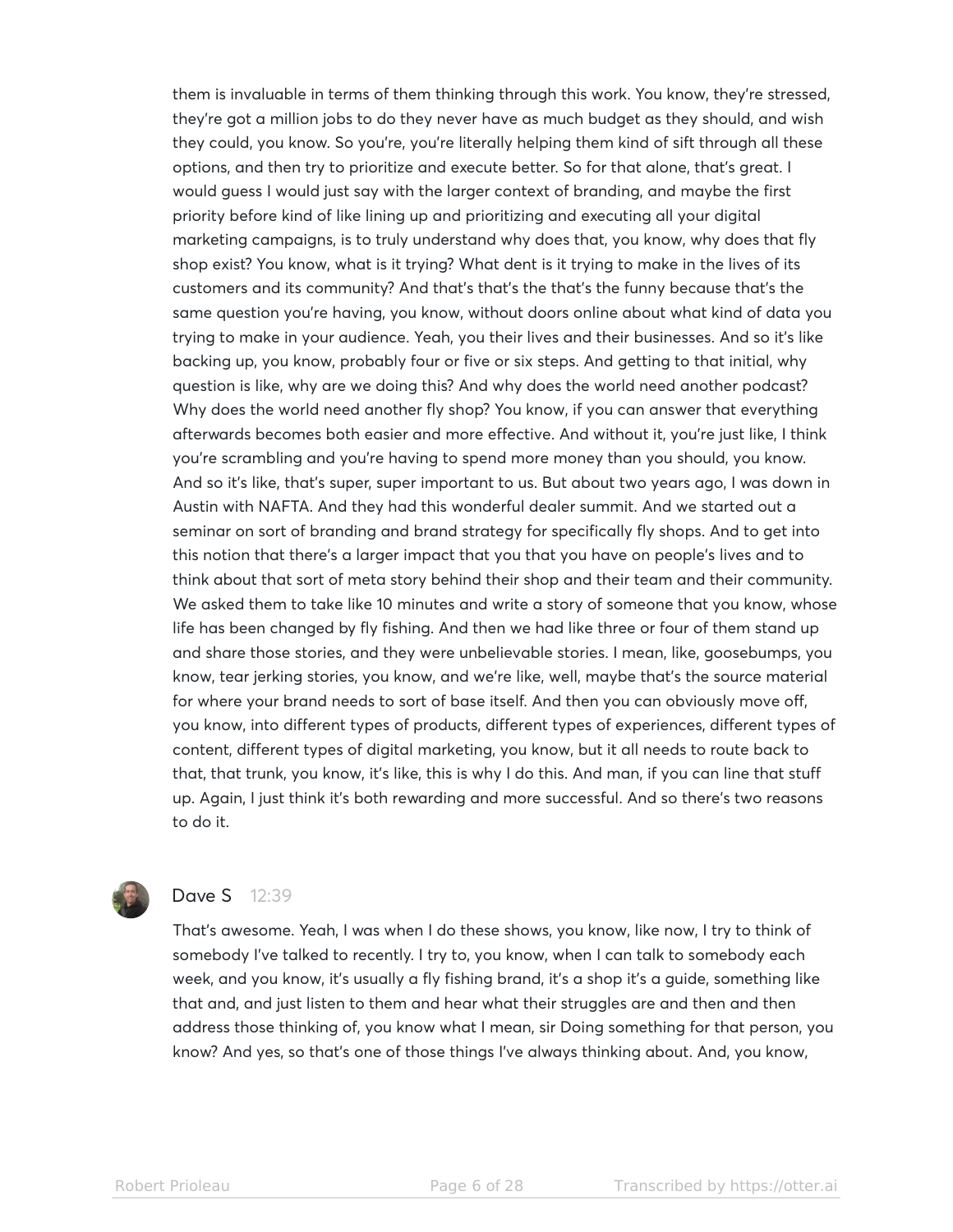them is invaluable in terms of them thinking through this work. You know, they're stressed, they're got a million jobs to do they never have as much budget as they should, and wish they could, you know. So you're, you're literally helping them kind of sift through all these options, and then try to prioritize and execute better. So for that alone, that's great. I would guess I would just say with the larger context of branding, and maybe the first priority before kind of like lining up and prioritizing and executing all your digital marketing campaigns, is to truly understand why does that, you know, why does that fly shop exist? You know, what is it trying? What dent is it trying to make in the lives of its customers and its community? And that's that's the that's the funny because that's the same question you're having, you know, without doors online about what kind of data you trying to make in your audience. Yeah, you their lives and their businesses. And so it's like backing up, you know, probably four or five or six steps. And getting to that initial, why question is like, why are we doing this? And why does the world need another podcast? Why does the world need another fly shop? You know, if you can answer that everything afterwards becomes both easier and more effective. And without it, you're just like, I think you're scrambling and you're having to spend more money than you should, you know. And so it's like, that's super, super important to us. But about two years ago, I was down in Austin with NAFTA. And they had this wonderful dealer summit. And we started out a seminar on sort of branding and brand strategy for specifically fly shops. And to get into this notion that there's a larger impact that you that you have on people's lives and to think about that sort of meta story behind their shop and their team and their community. We asked them to take like 10 minutes and write a story of someone that you know, whose life has been changed by fly fishing. And then we had like three or four of them stand up and share those stories, and they were unbelievable stories. I mean, like, goosebumps, you know, tear jerking stories, you know, and we're like, well, maybe that's the source material for where your brand needs to sort of base itself. And then you can obviously move off, you know, into different types of products, different types of experiences, different types of content, different types of digital marketing, you know, but it all needs to route back to that, that trunk, you know, it's like, this is why I do this. And man, if you can line that stuff up. Again, I just think it's both rewarding and more successful. And so there's two reasons to do it.

**Dave S** 12:39

That's awesome. Yeah, I was when I do these shows, you know, like now, I try to think of somebody I've talked to recently. I try to, you know, when I can talk to somebody each week, and you know, it's usually a fly fishing brand, it's a shop it's a guide, something like that and, and just listen to them and hear what their struggles are and then and then address those thinking of, you know what I mean, sir Doing something for that person, you know? And yes, so that's one of those things I've always thinking about. And, you know,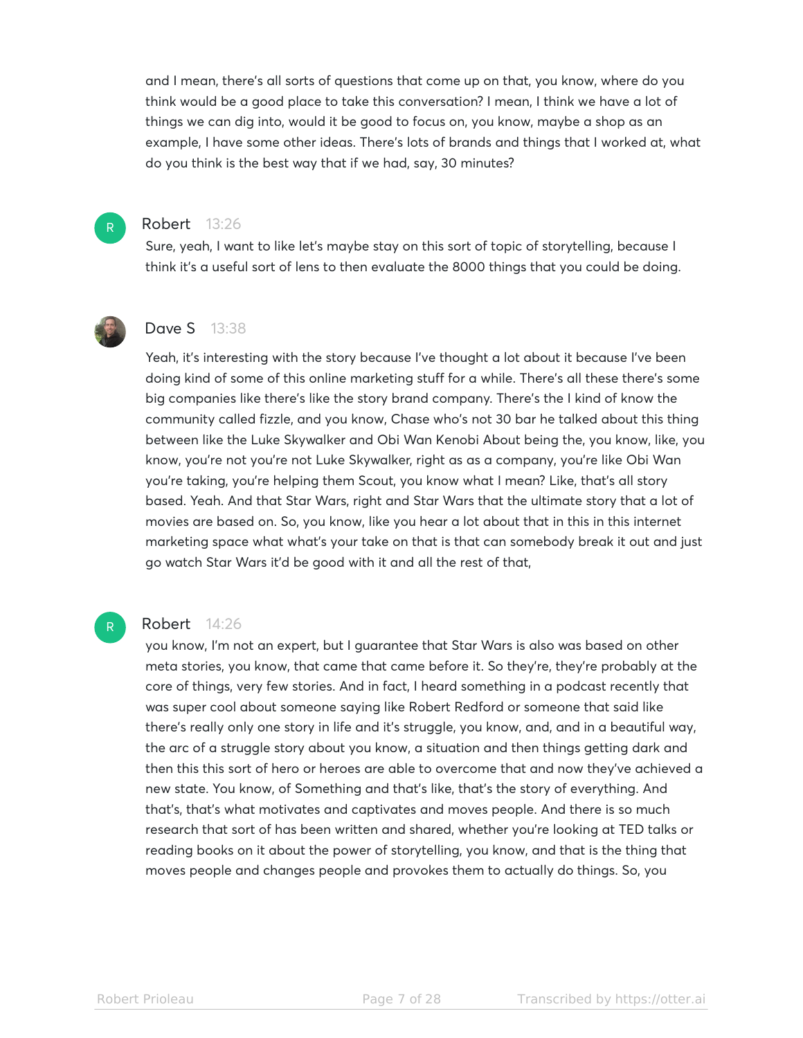and I mean, there's all sorts of questions that come up on that, you know, where do you think would be a good place to take this conversation? I mean, I think we have a lot of things we can dig into, would it be good to focus on, you know, maybe a shop as an example, I have some other ideas. There's lots of brands and things that I worked at, what do you think is the best way that if we had, say, 30 minutes?

**Robert** 13:26

Sure, yeah, I want to like let's maybe stay on this sort of topic of storytelling, because I think it's a useful sort of lens to then evaluate the 8000 things that you could be doing.

**Dave S** 13:38

Yeah, it's interesting with the story because I've thought a lot about it because I've been doing kind of some of this online marketing stuff for a while. There's all these there's some big companies like there's like the story brand company. There's the I kind of know the community called fizzle, and you know, Chase who's not 30 bar he talked about this thing between like the Luke Skywalker and Obi Wan Kenobi About being the, you know, like, you know, you're not you're not Luke Skywalker, right as as a company, you're like Obi Wan you're taking, you're helping them Scout, you know what I mean? Like, that's all story based. Yeah. And that Star Wars, right and Star Wars that the ultimate story that a lot of movies are based on. So, you know, like you hear a lot about that in this in this internet marketing space what what's your take on that is that can somebody break it out and just go watch Star Wars it'd be good with it and all the rest of that,

**Robert** 14:26

you know, I'm not an expert, but I guarantee that Star Wars is also was based on other meta stories, you know, that came that came before it. So they're, they're probably at the core of things, very few stories. And in fact, I heard something in a podcast recently that was super cool about someone saying like Robert Redford or someone that said like there's really only one story in life and it's struggle, you know, and, and in a beautiful way, the arc of a struggle story about you know, a situation and then things getting dark and then this this sort of hero or heroes are able to overcome that and now they've achieved a new state. You know, of Something and that's like, that's the story of everything. And that's, that's what motivates and captivates and moves people. And there is so much research that sort of has been written and shared, whether you're looking at TED talks or reading books on it about the power of storytelling, you know, and that is the thing that moves people and changes people and provokes them to actually do things. So, you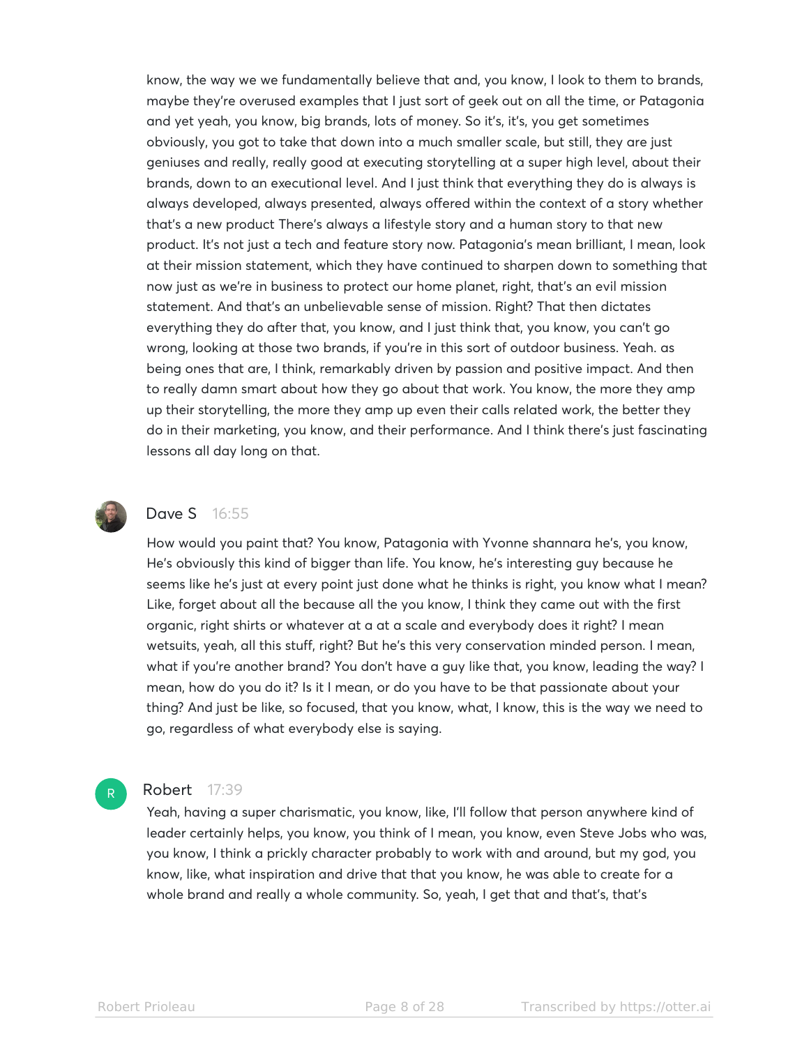know, the way we we fundamentally believe that and, you know, I look to them to brands, maybe they're overused examples that I just sort of geek out on all the time, or Patagonia and yet yeah, you know, big brands, lots of money. So it's, it's, you get sometimes obviously, you got to take that down into a much smaller scale, but still, they are just geniuses and really, really good at executing storytelling at a super high level, about their brands, down to an executional level. And I just think that everything they do is always is always developed, always presented, always offered within the context of a story whether that's a new product There's always a lifestyle story and a human story to that new product. It's not just a tech and feature story now. Patagonia's mean brilliant, I mean, look at their mission statement, which they have continued to sharpen down to something that now just as we're in business to protect our home planet, right, that's an evil mission statement. And that's an unbelievable sense of mission. Right? That then dictates everything they do after that, you know, and I just think that, you know, you can't go wrong, looking at those two brands, if you're in this sort of outdoor business. Yeah. as being ones that are, I think, remarkably driven by passion and positive impact. And then to really damn smart about how they go about that work. You know, the more they amp up their storytelling, the more they amp up even their calls related work, the better they do in their marketing, you know, and their performance. And I think there's just fascinating lessons all day long on that.

**Dave S** 16:55

How would you paint that? You know, Patagonia with Yvonne shannara he's, you know, He's obviously this kind of bigger than life. You know, he's interesting guy because he seems like he's just at every point just done what he thinks is right, you know what I mean? Like, forget about all the because all the you know, I think they came out with the first organic, right shirts or whatever at a at a scale and everybody does it right? I mean wetsuits, yeah, all this stuff, right? But he's this very conservation minded person. I mean, what if you're another brand? You don't have a guy like that, you know, leading the way? I mean, how do you do it? Is it I mean, or do you have to be that passionate about your thing? And just be like, so focused, that you know, what, I know, this is the way we need to go, regardless of what everybody else is saying.

**Robert** 17:39

Yeah, having a super charismatic, you know, like, I'll follow that person anywhere kind of leader certainly helps, you know, you think of I mean, you know, even Steve Jobs who was, you know, I think a prickly character probably to work with and around, but my god, you know, like, what inspiration and drive that that you know, he was able to create for a whole brand and really a whole community. So, yeah, I get that and that's, that's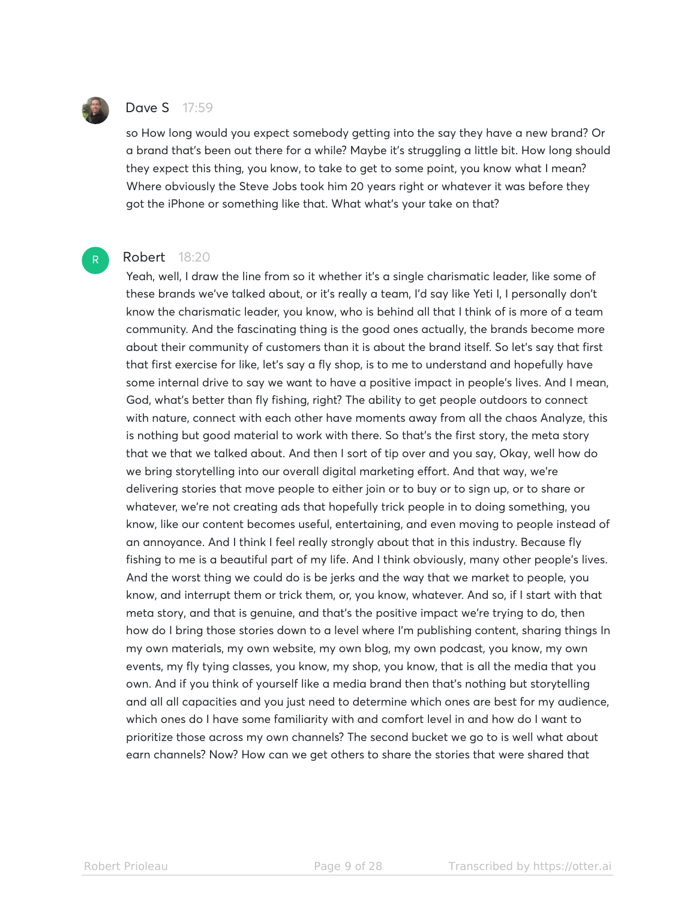**Dave S** 17:59

so How long would you expect somebody getting into the say they have a new brand? Or a brand that's been out there for a while? Maybe it's struggling a little bit. How long should they expect this thing, you know, to take to get to some point, you know what I mean? Where obviously the Steve Jobs took him 20 years right or whatever it was before they got the iPhone or something like that. What what's your take on that?

**Robert** 18:20

Yeah, well, I draw the line from so it whether it's a single charismatic leader, like some of these brands we've talked about, or it's really a team, I'd say like Yeti I, I personally don't know the charismatic leader, you know, who is behind all that I think of is more of a team community. And the fascinating thing is the good ones actually, the brands become more about their community of customers than it is about the brand itself. So let's say that first that first exercise for like, let's say a fly shop, is to me to understand and hopefully have some internal drive to say we want to have a positive impact in people's lives. And I mean, God, what's better than fly fishing, right? The ability to get people outdoors to connect with nature, connect with each other have moments away from all the chaos Analyze, this is nothing but good material to work with there. So that's the first story, the meta story that we that we talked about. And then I sort of tip over and you say, Okay, well how do we bring storytelling into our overall digital marketing effort. And that way, we're delivering stories that move people to either join or to buy or to sign up, or to share or whatever, we're not creating ads that hopefully trick people in to doing something, you know, like our content becomes useful, entertaining, and even moving to people instead of an annoyance. And I think I feel really strongly about that in this industry. Because fly fishing to me is a beautiful part of my life. And I think obviously, many other people's lives. And the worst thing we could do is be jerks and the way that we market to people, you know, and interrupt them or trick them, or, you know, whatever. And so, if I start with that meta story, and that is genuine, and that's the positive impact we're trying to do, then how do I bring those stories down to a level where I'm publishing content, sharing things In my own materials, my own website, my own blog, my own podcast, you know, my own events, my fly tying classes, you know, my shop, you know, that is all the media that you own. And if you think of yourself like a media brand then that's nothing but storytelling and all all capacities and you just need to determine which ones are best for my audience, which ones do I have some familiarity with and comfort level in and how do I want to prioritize those across my own channels? The second bucket we go to is well what about earn channels? Now? How can we get others to share the stories that were shared that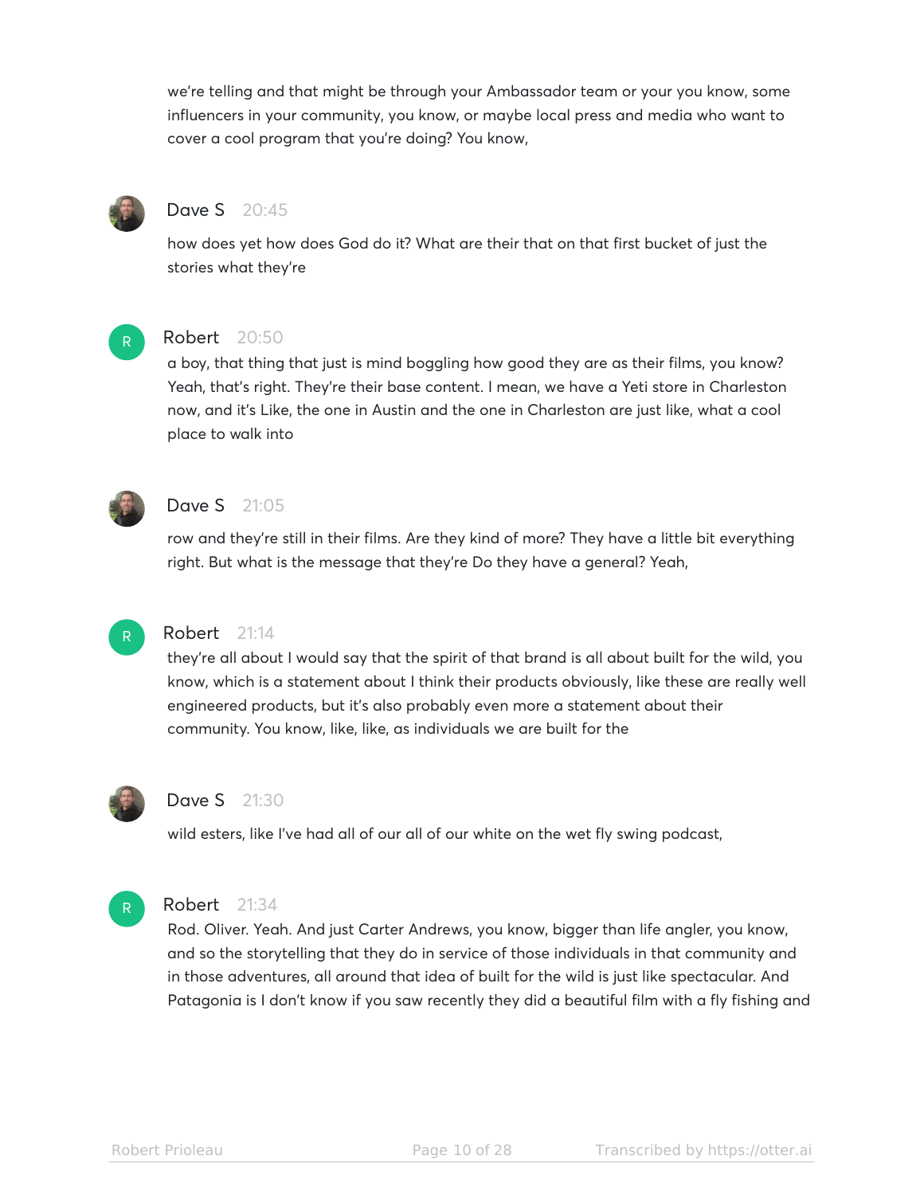we're telling and that might be through your Ambassador team or your you know, some influencers in your community, you know, or maybe local press and media who want to cover a cool program that you're doing? You know,

**Dave S** 20:45

how does yet how does God do it? What are their that on that first bucket of just the stories what they're

**Robert** 20:50

a boy, that thing that just is mind boggling how good they are as their films, you know? Yeah, that's right. They're their base content. I mean, we have a Yeti store in Charleston now, and it's Like, the one in Austin and the one in Charleston are just like, what a cool place to walk into

**Dave S** 21:05

row and they're still in their films. Are they kind of more? They have a little bit everything right. But what is the message that they're Do they have a general? Yeah,

**Robert** 21:14

they're all about I would say that the spirit of that brand is all about built for the wild, you know, which is a statement about I think their products obviously, like these are really well engineered products, but it's also probably even more a statement about their community. You know, like, like, as individuals we are built for the

**Dave S** 21:30

wild esters, like I've had all of our all of our white on the wet fly swing podcast,

**Robert** 21:34

Rod. Oliver. Yeah. And just Carter Andrews, you know, bigger than life angler, you know, and so the storytelling that they do in service of those individuals in that community and in those adventures, all around that idea of built for the wild is just like spectacular. And Patagonia is I don't know if you saw recently they did a beautiful film with a fly fishing and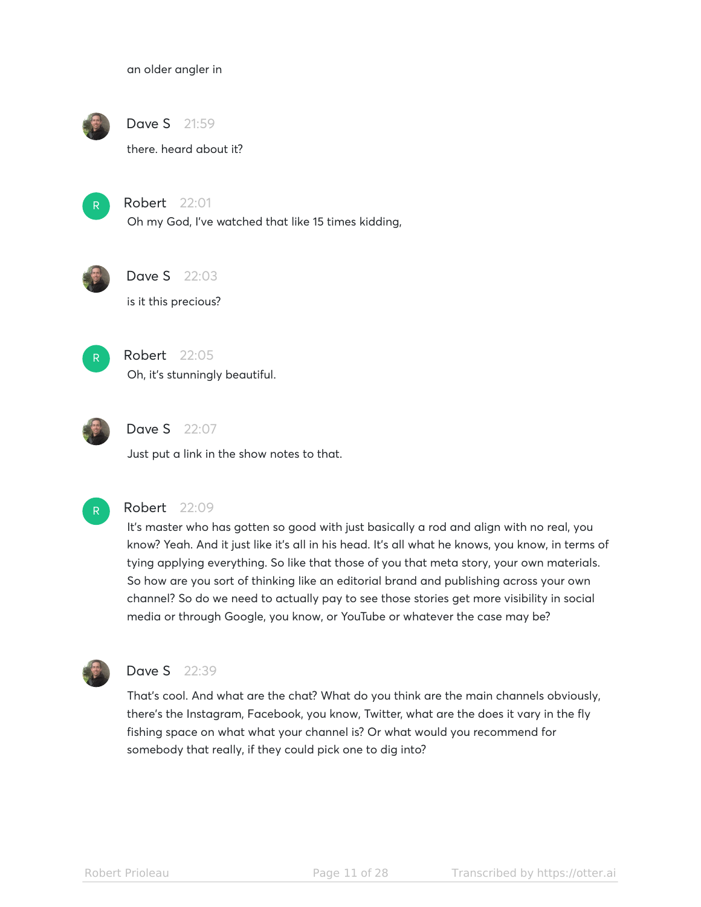an older angler in

**Dave S** 21:59

there. heard about it?

**Robert** 22:01

Oh my God, I've watched that like 15 times kidding,

**Dave S** 22:03

is it this precious?

**Robert** 22:05

Oh, it's stunningly beautiful.

**Dave S** 22:07

Just put a link in the show notes to that.

**Robert** 22:09

It's master who has gotten so good with just basically a rod and align with no real, you know? Yeah. And it just like it's all in his head. It's all what he knows, you know, in terms of tying applying everything. So like that those of you that meta story, your own materials. So how are you sort of thinking like an editorial brand and publishing across your own channel? So do we need to actually pay to see those stories get more visibility in social media or through Google, you know, or YouTube or whatever the case may be?

**Dave S** 22:39

That's cool. And what are the chat? What do you think are the main channels obviously, there's the Instagram, Facebook, you know, Twitter, what are the does it vary in the fly fishing space on what what your channel is? Or what would you recommend for somebody that really, if they could pick one to dig into?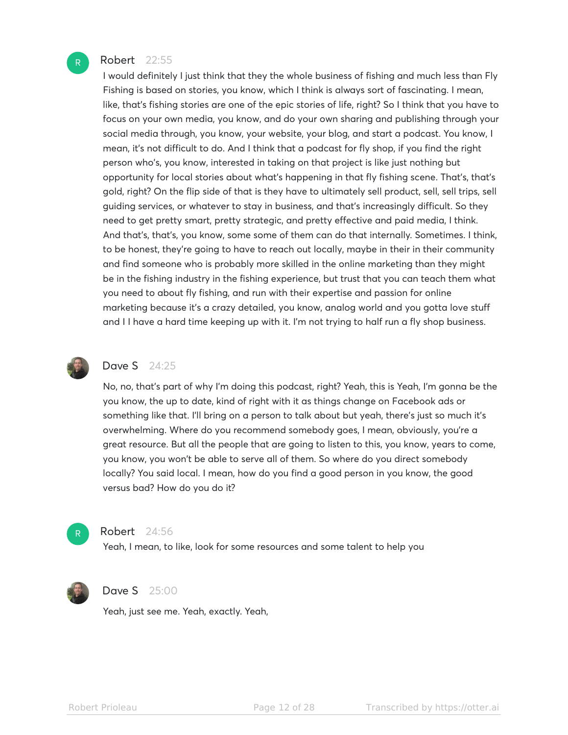**Robert** 22:55

I would definitely I just think that they the whole business of fishing and much less than Fly Fishing is based on stories, you know, which I think is always sort of fascinating. I mean, like, that's fishing stories are one of the epic stories of life, right? So I think that you have to focus on your own media, you know, and do your own sharing and publishing through your social media through, you know, your website, your blog, and start a podcast. You know, I mean, it's not difficult to do. And I think that a podcast for fly shop, if you find the right person who's, you know, interested in taking on that project is like just nothing but opportunity for local stories about what's happening in that fly fishing scene. That's, that's gold, right? On the flip side of that is they have to ultimately sell product, sell, sell trips, sell guiding services, or whatever to stay in business, and that's increasingly difficult. So they need to get pretty smart, pretty strategic, and pretty effective and paid media, I think. And that's, that's, you know, some some of them can do that internally. Sometimes. I think, to be honest, they're going to have to reach out locally, maybe in their in their community and find someone who is probably more skilled in the online marketing than they might be in the fishing industry in the fishing experience, but trust that you can teach them what you need to about fly fishing, and run with their expertise and passion for online marketing because it's a crazy detailed, you know, analog world and you gotta love stuff and I I have a hard time keeping up with it. I'm not trying to half run a fly shop business.

**Dave S** 24:25

No, no, that's part of why I'm doing this podcast, right? Yeah, this is Yeah, I'm gonna be the you know, the up to date, kind of right with it as things change on Facebook ads or something like that. I'll bring on a person to talk about but yeah, there's just so much it's overwhelming. Where do you recommend somebody goes, I mean, obviously, you're a great resource. But all the people that are going to listen to this, you know, years to come, you know, you won't be able to serve all of them. So where do you direct somebody locally? You said local. I mean, how do you find a good person in you know, the good versus bad? How do you do it?

**Robert** 24:56

Yeah, I mean, to like, look for some resources and some talent to help you

**Dave S** 25:00

Yeah, just see me. Yeah, exactly. Yeah,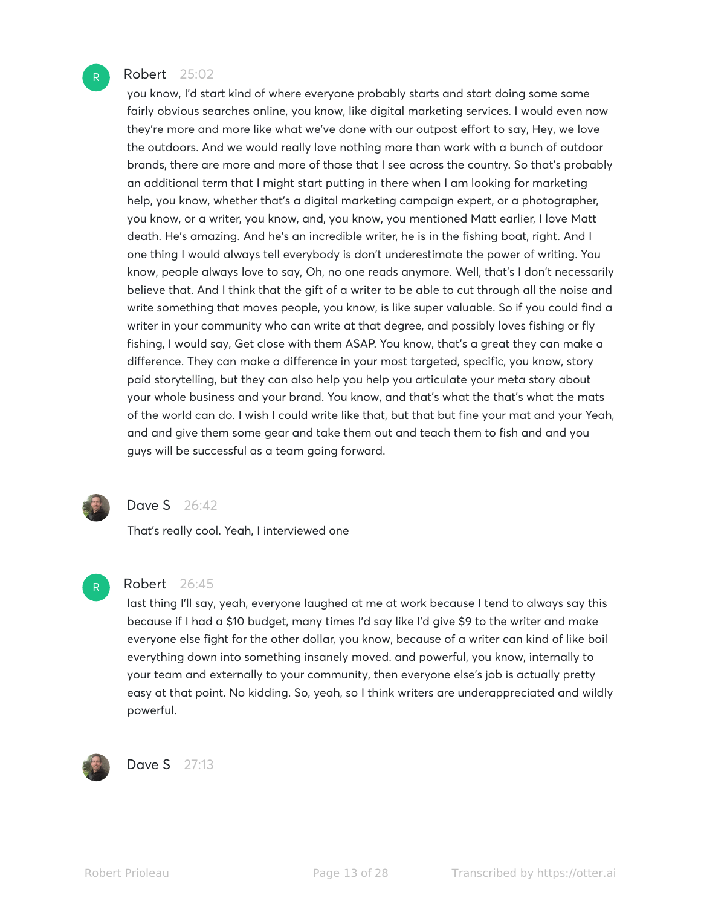**Robert** 25:02

you know, I'd start kind of where everyone probably starts and start doing some some fairly obvious searches online, you know, like digital marketing services. I would even now they're more and more like what we've done with our outpost effort to say, Hey, we love the outdoors. And we would really love nothing more than work with a bunch of outdoor brands, there are more and more of those that I see across the country. So that's probably an additional term that I might start putting in there when I am looking for marketing help, you know, whether that's a digital marketing campaign expert, or a photographer, you know, or a writer, you know, and, you know, you mentioned Matt earlier, I love Matt death. He's amazing. And he's an incredible writer, he is in the fishing boat, right. And I one thing I would always tell everybody is don't underestimate the power of writing. You know, people always love to say, Oh, no one reads anymore. Well, that's I don't necessarily believe that. And I think that the gift of a writer to be able to cut through all the noise and write something that moves people, you know, is like super valuable. So if you could find a writer in your community who can write at that degree, and possibly loves fishing or fly fishing, I would say, Get close with them ASAP. You know, that's a great they can make a difference. They can make a difference in your most targeted, specific, you know, story paid storytelling, but they can also help you help you articulate your meta story about your whole business and your brand. You know, and that's what the that's what the mats of the world can do. I wish I could write like that, but that but fine your mat and your Yeah, and and give them some gear and take them out and teach them to fish and and you guys will be successful as a team going forward.

**Dave S** 26:42

That's really cool. Yeah, I interviewed one

**Robert** 26:45

last thing I'll say, yeah, everyone laughed at me at work because I tend to always say this because if I had a $10 budget, many times I'd say like I'd give $9 to the writer and make everyone else fight for the other dollar, you know, because of a writer can kind of like boil everything down into something insanely moved. and powerful, you know, internally to your team and externally to your community, then everyone else's job is actually pretty easy at that point. No kidding. So, yeah, so I think writers are underappreciated and wildly powerful.

**Dave S** 27:13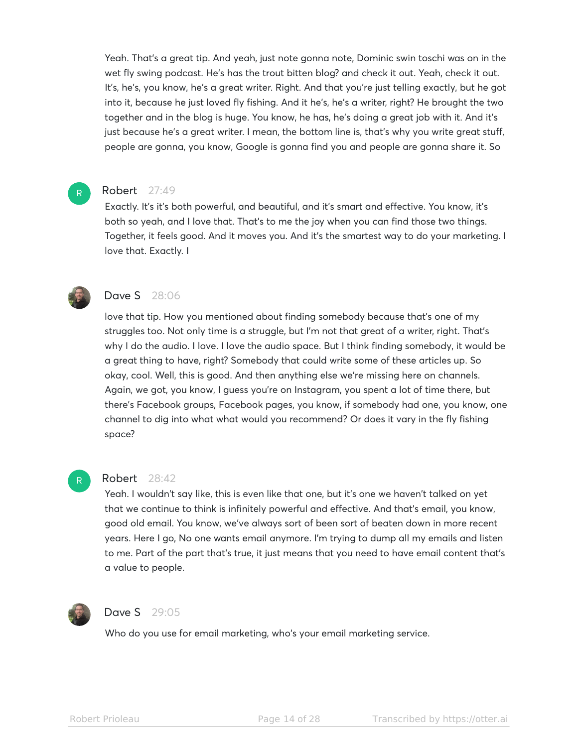Yeah. That's a great tip. And yeah, just note gonna note, Dominic swin toschi was on in the wet fly swing podcast. He's has the trout bitten blog? and check it out. Yeah, check it out. It's, he's, you know, he's a great writer. Right. And that you're just telling exactly, but he got into it, because he just loved fly fishing. And it he's, he's a writer, right? He brought the two together and in the blog is huge. You know, he has, he's doing a great job with it. And it's just because he's a great writer. I mean, the bottom line is, that's why you write great stuff, people are gonna, you know, Google is gonna find you and people are gonna share it. So

**Robert** 27:49

Exactly. It's it's both powerful, and beautiful, and it's smart and effective. You know, it's both so yeah, and I love that. That's to me the joy when you can find those two things. Together, it feels good. And it moves you. And it's the smartest way to do your marketing. I love that. Exactly. I

**Dave S** 28:06

love that tip. How you mentioned about finding somebody because that's one of my struggles too. Not only time is a struggle, but I'm not that great of a writer, right. That's why I do the audio. I love. I love the audio space. But I think finding somebody, it would be a great thing to have, right? Somebody that could write some of these articles up. So okay, cool. Well, this is good. And then anything else we're missing here on channels. Again, we got, you know, I guess you're on Instagram, you spent a lot of time there, but there's Facebook groups, Facebook pages, you know, if somebody had one, you know, one channel to dig into what what would you recommend? Or does it vary in the fly fishing space?

**Robert** 28:42

Yeah. I wouldn't say like, this is even like that one, but it's one we haven't talked on yet that we continue to think is infinitely powerful and effective. And that's email, you know, good old email. You know, we've always sort of been sort of beaten down in more recent years. Here I go, No one wants email anymore. I'm trying to dump all my emails and listen to me. Part of the part that's true, it just means that you need to have email content that's a value to people.

**Dave S** 29:05

Who do you use for email marketing, who's your email marketing service.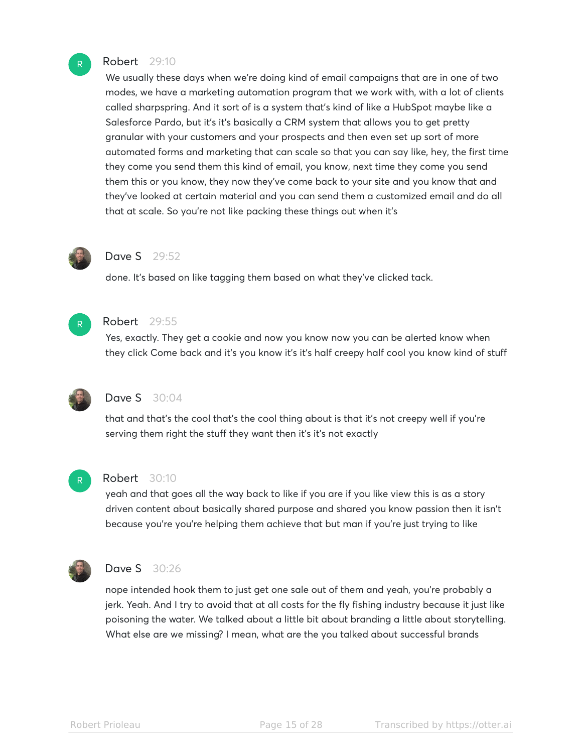**Robert** 29:10

We usually these days when we're doing kind of email campaigns that are in one of two modes, we have a marketing automation program that we work with, with a lot of clients called sharpspring. And it sort of is a system that's kind of like a HubSpot maybe like a Salesforce Pardo, but it's it's basically a CRM system that allows you to get pretty granular with your customers and your prospects and then even set up sort of more automated forms and marketing that can scale so that you can say like, hey, the first time they come you send them this kind of email, you know, next time they come you send them this or you know, they now they've come back to your site and you know that and they've looked at certain material and you can send them a customized email and do all that at scale. So you're not like packing these things out when it's

**Dave S** 29:52

done. It's based on like tagging them based on what they've clicked tack.

**Robert** 29:55

Yes, exactly. They get a cookie and now you know now you can be alerted know when they click Come back and it's you know it's it's half creepy half cool you know kind of stuff

**Dave S** 30:04

that and that's the cool that's the cool thing about is that it's not creepy well if you're serving them right the stuff they want then it's it's not exactly

**Robert** 30:10

yeah and that goes all the way back to like if you are if you like view this is as a story driven content about basically shared purpose and shared you know passion then it isn't because you're you're helping them achieve that but man if you're just trying to like

**Dave S** 30:26

nope intended hook them to just get one sale out of them and yeah, you're probably a jerk. Yeah. And I try to avoid that at all costs for the fly fishing industry because it just like poisoning the water. We talked about a little bit about branding a little about storytelling. What else are we missing? I mean, what are the you talked about successful brands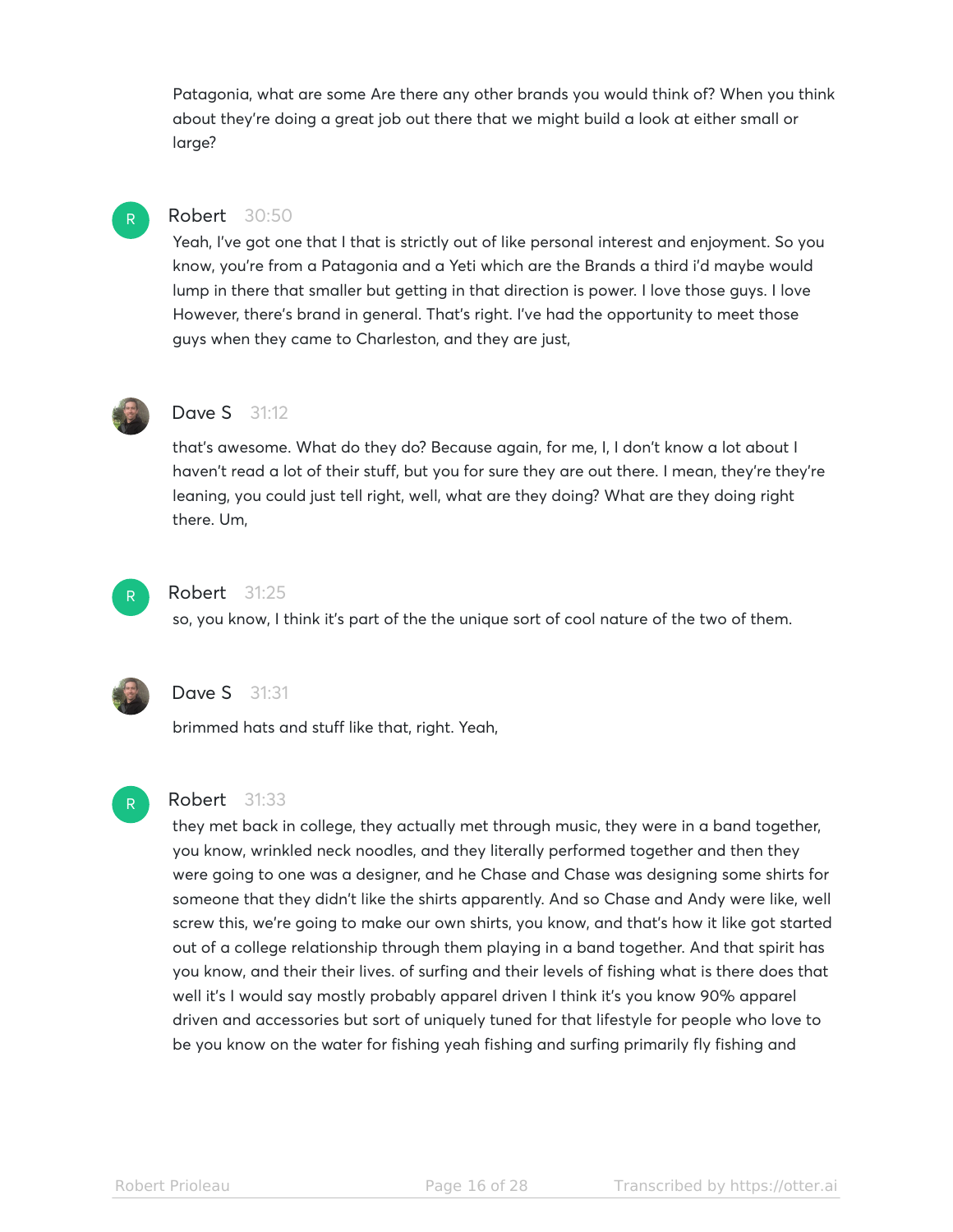Patagonia, what are some Are there any other brands you would think of? When you think about they're doing a great job out there that we might build a look at either small or large?

**Robert** 30:50

Yeah, I've got one that I that is strictly out of like personal interest and enjoyment. So you know, you're from a Patagonia and a Yeti which are the Brands a third i'd maybe would lump in there that smaller but getting in that direction is power. I love those guys. I love However, there's brand in general. That's right. I've had the opportunity to meet those guys when they came to Charleston, and they are just,

**Dave S** 31:12

that's awesome. What do they do? Because again, for me, I, I don't know a lot about I haven't read a lot of their stuff, but you for sure they are out there. I mean, they're they're leaning, you could just tell right, well, what are they doing? What are they doing right there. Um,

**Robert** 31:25

so, you know, I think it's part of the the unique sort of cool nature of the two of them.

**Dave S** 31:31

brimmed hats and stuff like that, right. Yeah,

**Robert** 31:33

they met back in college, they actually met through music, they were in a band together, you know, wrinkled neck noodles, and they literally performed together and then they were going to one was a designer, and he Chase and Chase was designing some shirts for someone that they didn't like the shirts apparently. And so Chase and Andy were like, well screw this, we're going to make our own shirts, you know, and that's how it like got started out of a college relationship through them playing in a band together. And that spirit has you know, and their their lives. of surfing and their levels of fishing what is there does that well it's I would say mostly probably apparel driven I think it's you know 90% apparel driven and accessories but sort of uniquely tuned for that lifestyle for people who love to be you know on the water for fishing yeah fishing and surfing primarily fly fishing and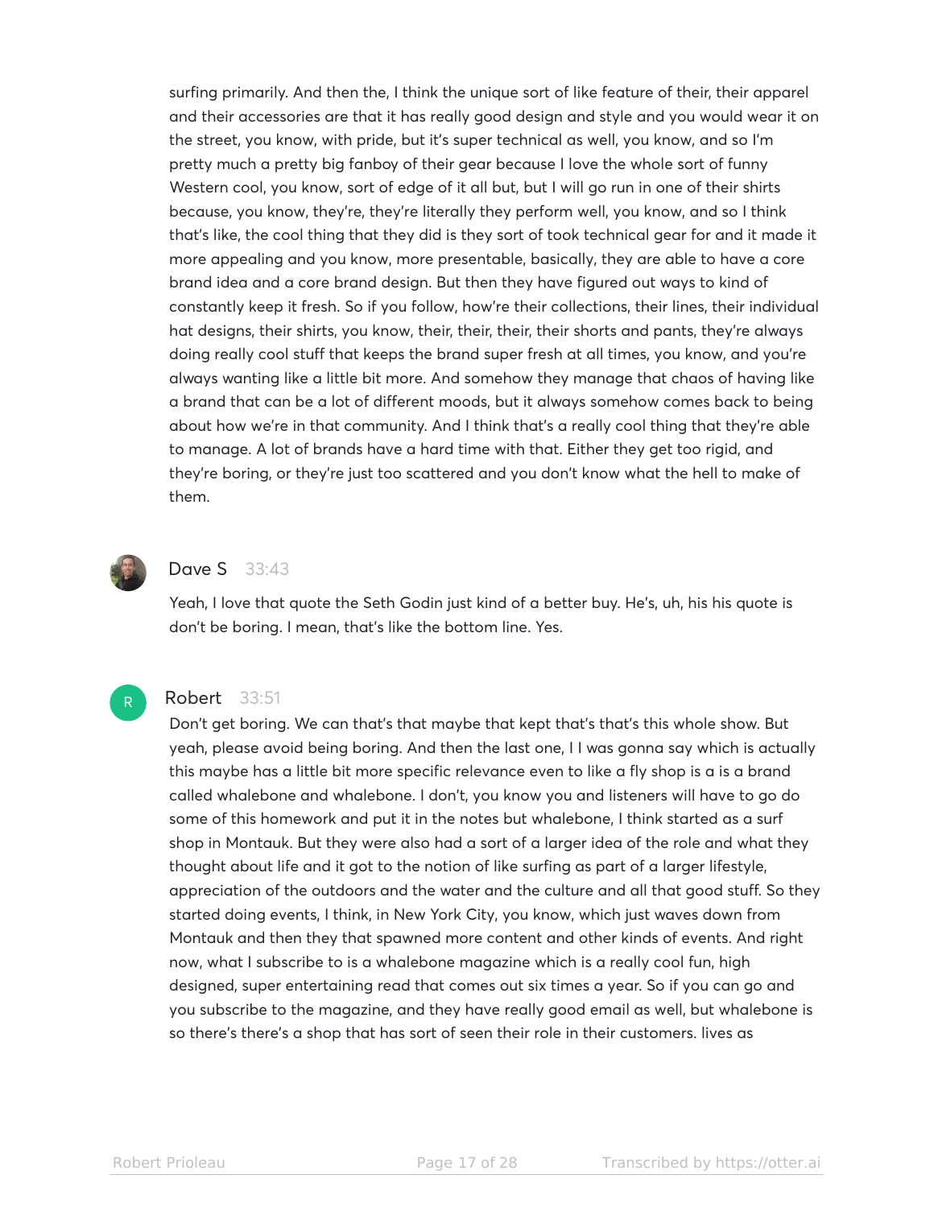surfing primarily. And then the, I think the unique sort of like feature of their, their apparel and their accessories are that it has really good design and style and you would wear it on the street, you know, with pride, but it's super technical as well, you know, and so I'm pretty much a pretty big fanboy of their gear because I love the whole sort of funny Western cool, you know, sort of edge of it all but, but I will go run in one of their shirts because, you know, they're, they're literally they perform well, you know, and so I think that's like, the cool thing that they did is they sort of took technical gear for and it made it more appealing and you know, more presentable, basically, they are able to have a core brand idea and a core brand design. But then they have figured out ways to kind of constantly keep it fresh. So if you follow, how're their collections, their lines, their individual hat designs, their shirts, you know, their, their, their, their shorts and pants, they're always doing really cool stuff that keeps the brand super fresh at all times, you know, and you're always wanting like a little bit more. And somehow they manage that chaos of having like a brand that can be a lot of different moods, but it always somehow comes back to being about how we're in that community. And I think that's a really cool thing that they're able to manage. A lot of brands have a hard time with that. Either they get too rigid, and they're boring, or they're just too scattered and you don't know what the hell to make of them.

**Dave S** 33:43

Yeah, I love that quote the Seth Godin just kind of a better buy. He's, uh, his his quote is don't be boring. I mean, that's like the bottom line. Yes.

**Robert** 33:51

Don't get boring. We can that's that maybe that kept that's that's this whole show. But yeah, please avoid being boring. And then the last one, I I was gonna say which is actually this maybe has a little bit more specific relevance even to like a fly shop is a is a brand called whalebone and whalebone. I don't, you know you and listeners will have to go do some of this homework and put it in the notes but whalebone, I think started as a surf shop in Montauk. But they were also had a sort of a larger idea of the role and what they thought about life and it got to the notion of like surfing as part of a larger lifestyle, appreciation of the outdoors and the water and the culture and all that good stuff. So they started doing events, I think, in New York City, you know, which just waves down from Montauk and then they that spawned more content and other kinds of events. And right now, what I subscribe to is a whalebone magazine which is a really cool fun, high designed, super entertaining read that comes out six times a year. So if you can go and you subscribe to the magazine, and they have really good email as well, but whalebone is so there's there's a shop that has sort of seen their role in their customers. lives as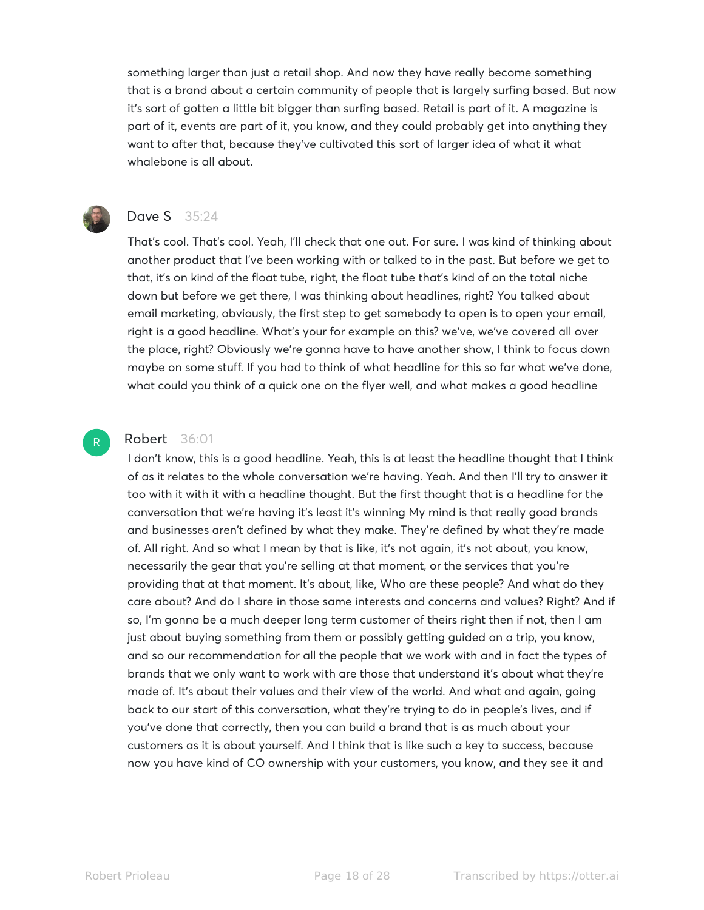something larger than just a retail shop. And now they have really become something that is a brand about a certain community of people that is largely surfing based. But now it's sort of gotten a little bit bigger than surfing based. Retail is part of it. A magazine is part of it, events are part of it, you know, and they could probably get into anything they want to after that, because they've cultivated this sort of larger idea of what it what whalebone is all about.

**Dave S** 35:24

That's cool. That's cool. Yeah, I'll check that one out. For sure. I was kind of thinking about another product that I've been working with or talked to in the past. But before we get to that, it's on kind of the float tube, right, the float tube that's kind of on the total niche down but before we get there, I was thinking about headlines, right? You talked about email marketing, obviously, the first step to get somebody to open is to open your email, right is a good headline. What's your for example on this? we've, we've covered all over the place, right? Obviously we're gonna have to have another show, I think to focus down maybe on some stuff. If you had to think of what headline for this so far what we've done, what could you think of a quick one on the flyer well, and what makes a good headline

**Robert** 36:01

I don't know, this is a good headline. Yeah, this is at least the headline thought that I think of as it relates to the whole conversation we're having. Yeah. And then I'll try to answer it too with it with it with a headline thought. But the first thought that is a headline for the conversation that we're having it's least it's winning My mind is that really good brands and businesses aren't defined by what they make. They're defined by what they're made of. All right. And so what I mean by that is like, it's not again, it's not about, you know, necessarily the gear that you're selling at that moment, or the services that you're providing that at that moment. It's about, like, Who are these people? And what do they care about? And do I share in those same interests and concerns and values? Right? And if so, I'm gonna be a much deeper long term customer of theirs right then if not, then I am just about buying something from them or possibly getting guided on a trip, you know, and so our recommendation for all the people that we work with and in fact the types of brands that we only want to work with are those that understand it's about what they're made of. It's about their values and their view of the world. And what and again, going back to our start of this conversation, what they're trying to do in people's lives, and if you've done that correctly, then you can build a brand that is as much about your customers as it is about yourself. And I think that is like such a key to success, because now you have kind of CO ownership with your customers, you know, and they see it and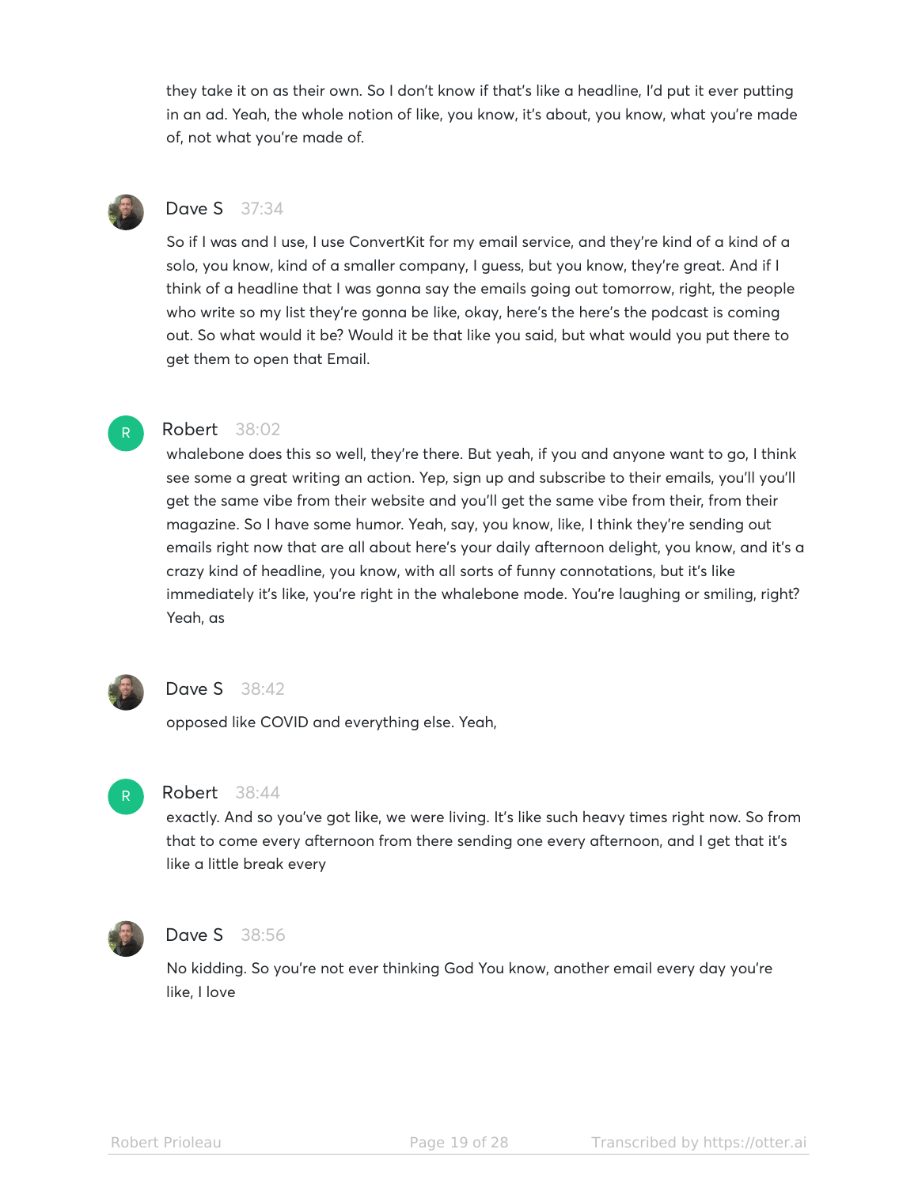they take it on as their own. So I don't know if that's like a headline, I'd put it ever putting in an ad. Yeah, the whole notion of like, you know, it's about, you know, what you're made of, not what you're made of.

**Dave S** 37:34

So if I was and I use, I use ConvertKit for my email service, and they're kind of a kind of a solo, you know, kind of a smaller company, I guess, but you know, they're great. And if I think of a headline that I was gonna say the emails going out tomorrow, right, the people who write so my list they're gonna be like, okay, here's the here's the podcast is coming out. So what would it be? Would it be that like you said, but what would you put there to get them to open that Email.

**Robert** 38:02

whalebone does this so well, they're there. But yeah, if you and anyone want to go, I think see some a great writing an action. Yep, sign up and subscribe to their emails, you'll you'll get the same vibe from their website and you'll get the same vibe from their, from their magazine. So I have some humor. Yeah, say, you know, like, I think they're sending out emails right now that are all about here's your daily afternoon delight, you know, and it's a crazy kind of headline, you know, with all sorts of funny connotations, but it's like immediately it's like, you're right in the whalebone mode. You're laughing or smiling, right? Yeah, as

**Dave S** 38:42

opposed like COVID and everything else. Yeah,

**Robert** 38:44

exactly. And so you've got like, we were living. It's like such heavy times right now. So from that to come every afternoon from there sending one every afternoon, and I get that it's like a little break every

**Dave S** 38:56

No kidding. So you're not ever thinking God You know, another email every day you're like, I love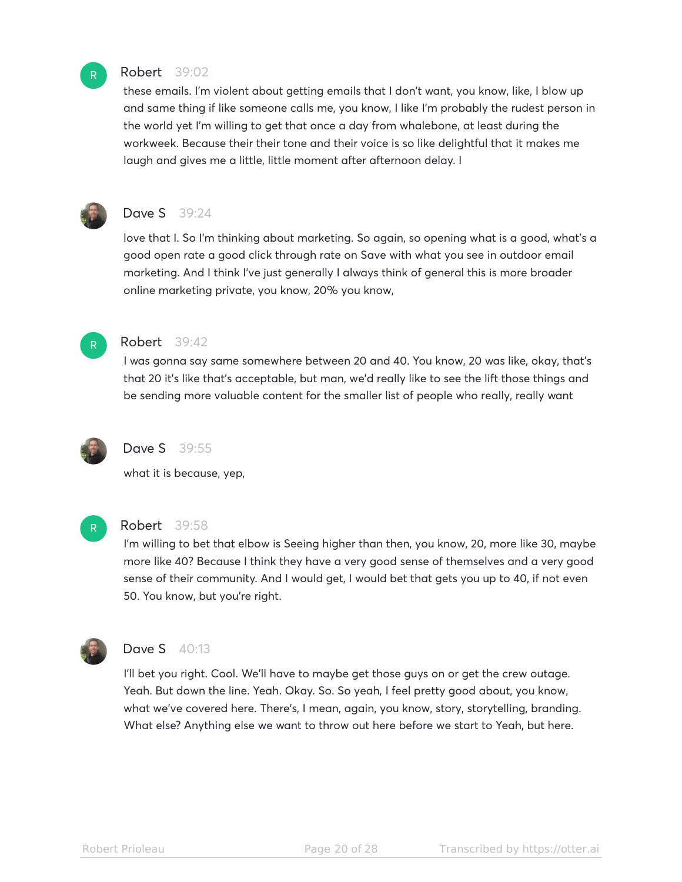**Robert** 39:02

these emails. I'm violent about getting emails that I don't want, you know, like, I blow up and same thing if like someone calls me, you know, I like I'm probably the rudest person in the world yet I'm willing to get that once a day from whalebone, at least during the workweek. Because their their tone and their voice is so like delightful that it makes me laugh and gives me a little, little moment after afternoon delay. I

**Dave S** 39:24

love that I. So I'm thinking about marketing. So again, so opening what is a good, what's a good open rate a good click through rate on Save with what you see in outdoor email marketing. And I think I've just generally I always think of general this is more broader online marketing private, you know, 20% you know,

**Robert** 39:42

I was gonna say same somewhere between 20 and 40. You know, 20 was like, okay, that's that 20 it's like that's acceptable, but man, we'd really like to see the lift those things and be sending more valuable content for the smaller list of people who really, really want

**Dave S** 39:55

what it is because, yep,

**Robert** 39:58

I'm willing to bet that elbow is Seeing higher than then, you know, 20, more like 30, maybe more like 40? Because I think they have a very good sense of themselves and a very good sense of their community. And I would get, I would bet that gets you up to 40, if not even 50. You know, but you're right.

**Dave S** 40:13

I'll bet you right. Cool. We'll have to maybe get those guys on or get the crew outage. Yeah. But down the line. Yeah. Okay. So. So yeah, I feel pretty good about, you know, what we've covered here. There's, I mean, again, you know, story, storytelling, branding. What else? Anything else we want to throw out here before we start to Yeah, but here.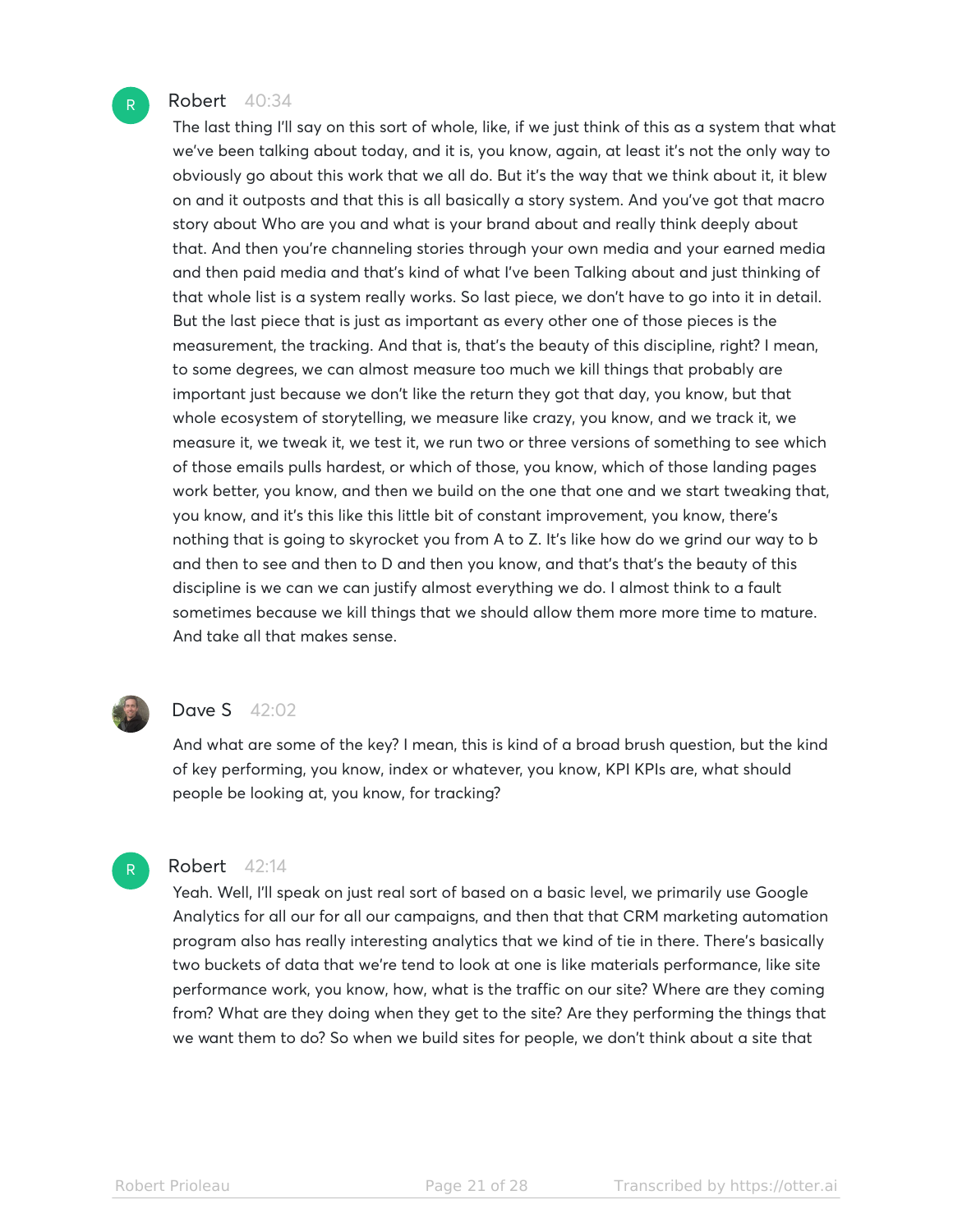**Robert** 40:34

The last thing I'll say on this sort of whole, like, if we just think of this as a system that what we've been talking about today, and it is, you know, again, at least it's not the only way to obviously go about this work that we all do. But it's the way that we think about it, it blew on and it outposts and that this is all basically a story system. And you've got that macro story about Who are you and what is your brand about and really think deeply about that. And then you're channeling stories through your own media and your earned media and then paid media and that's kind of what I've been Talking about and just thinking of that whole list is a system really works. So last piece, we don't have to go into it in detail. But the last piece that is just as important as every other one of those pieces is the measurement, the tracking. And that is, that's the beauty of this discipline, right? I mean, to some degrees, we can almost measure too much we kill things that probably are important just because we don't like the return they got that day, you know, but that whole ecosystem of storytelling, we measure like crazy, you know, and we track it, we measure it, we tweak it, we test it, we run two or three versions of something to see which of those emails pulls hardest, or which of those, you know, which of those landing pages work better, you know, and then we build on the one that one and we start tweaking that, you know, and it's this like this little bit of constant improvement, you know, there's nothing that is going to skyrocket you from A to Z. It's like how do we grind our way to b and then to see and then to D and then you know, and that's that's the beauty of this discipline is we can we can justify almost everything we do. I almost think to a fault sometimes because we kill things that we should allow them more more time to mature. And take all that makes sense.

**Dave S** 42:02

And what are some of the key? I mean, this is kind of a broad brush question, but the kind of key performing, you know, index or whatever, you know, KPI KPIs are, what should people be looking at, you know, for tracking?

**Robert** 42:14

Yeah. Well, I'll speak on just real sort of based on a basic level, we primarily use Google Analytics for all our for all our campaigns, and then that that CRM marketing automation program also has really interesting analytics that we kind of tie in there. There's basically two buckets of data that we're tend to look at one is like materials performance, like site performance work, you know, how, what is the traffic on our site? Where are they coming from? What are they doing when they get to the site? Are they performing the things that we want them to do? So when we build sites for people, we don't think about a site that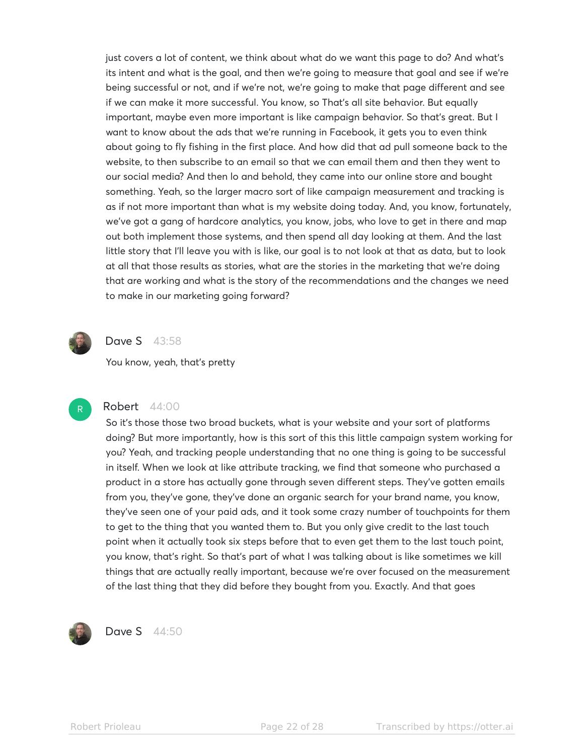just covers a lot of content, we think about what do we want this page to do? And what's its intent and what is the goal, and then we're going to measure that goal and see if we're being successful or not, and if we're not, we're going to make that page different and see if we can make it more successful. You know, so That's all site behavior. But equally important, maybe even more important is like campaign behavior. So that's great. But I want to know about the ads that we're running in Facebook, it gets you to even think about going to fly fishing in the first place. And how did that ad pull someone back to the website, to then subscribe to an email so that we can email them and then they went to our social media? And then lo and behold, they came into our online store and bought something. Yeah, so the larger macro sort of like campaign measurement and tracking is as if not more important than what is my website doing today. And, you know, fortunately, we've got a gang of hardcore analytics, you know, jobs, who love to get in there and map out both implement those systems, and then spend all day looking at them. And the last little story that I'll leave you with is like, our goal is to not look at that as data, but to look at all that those results as stories, what are the stories in the marketing that we're doing that are working and what is the story of the recommendations and the changes we need to make in our marketing going forward?

**Dave S** 43:58

You know, yeah, that's pretty

**Robert** 44:00

So it's those those two broad buckets, what is your website and your sort of platforms doing? But more importantly, how is this sort of this this little campaign system working for you? Yeah, and tracking people understanding that no one thing is going to be successful in itself. When we look at like attribute tracking, we find that someone who purchased a product in a store has actually gone through seven different steps. They've gotten emails from you, they've gone, they've done an organic search for your brand name, you know, they've seen one of your paid ads, and it took some crazy number of touchpoints for them to get to the thing that you wanted them to. But you only give credit to the last touch point when it actually took six steps before that to even get them to the last touch point, you know, that's right. So that's part of what I was talking about is like sometimes we kill things that are actually really important, because we're over focused on the measurement of the last thing that they did before they bought from you. Exactly. And that goes

**Dave S** 44:50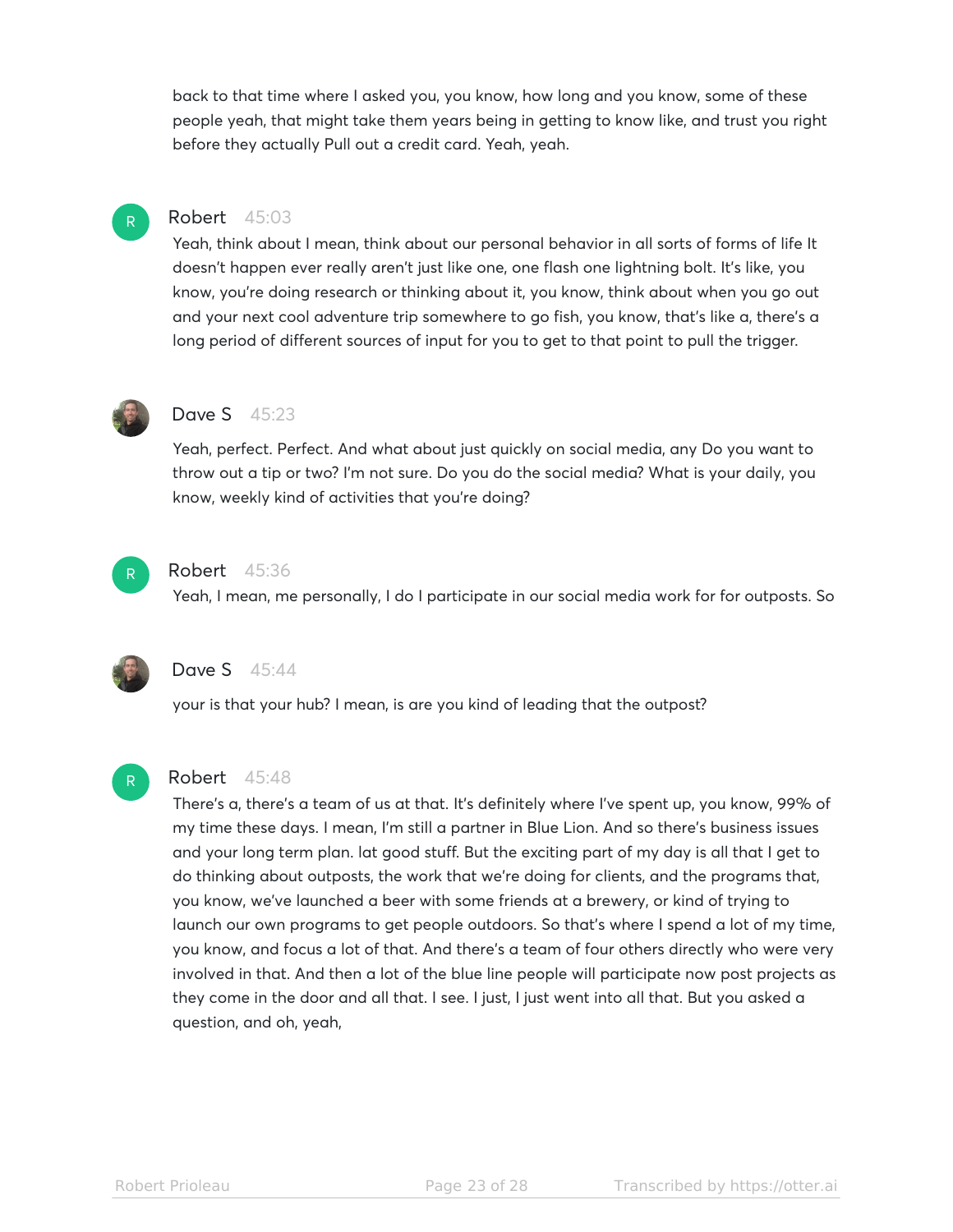back to that time where I asked you, you know, how long and you know, some of these people yeah, that might take them years being in getting to know like, and trust you right before they actually Pull out a credit card. Yeah, yeah.

**Robert** 45:03

Yeah, think about I mean, think about our personal behavior in all sorts of forms of life It doesn't happen ever really aren't just like one, one flash one lightning bolt. It's like, you know, you're doing research or thinking about it, you know, think about when you go out and your next cool adventure trip somewhere to go fish, you know, that's like a, there's a long period of different sources of input for you to get to that point to pull the trigger.

**Dave S** 45:23

Yeah, perfect. Perfect. And what about just quickly on social media, any Do you want to throw out a tip or two? I'm not sure. Do you do the social media? What is your daily, you know, weekly kind of activities that you're doing?

**Robert** 45:36

Yeah, I mean, me personally, I do I participate in our social media work for for outposts. So

**Dave S** 45:44

your is that your hub? I mean, is are you kind of leading that the outpost?

**Robert** 45:48

There's a, there's a team of us at that. It's definitely where I've spent up, you know, 99% of my time these days. I mean, I'm still a partner in Blue Lion. And so there's business issues and your long term plan. lat good stuff. But the exciting part of my day is all that I get to do thinking about outposts, the work that we're doing for clients, and the programs that, you know, we've launched a beer with some friends at a brewery, or kind of trying to launch our own programs to get people outdoors. So that's where I spend a lot of my time, you know, and focus a lot of that. And there's a team of four others directly who were very involved in that. And then a lot of the blue line people will participate now post projects as they come in the door and all that. I see. I just, I just went into all that. But you asked a question, and oh, yeah,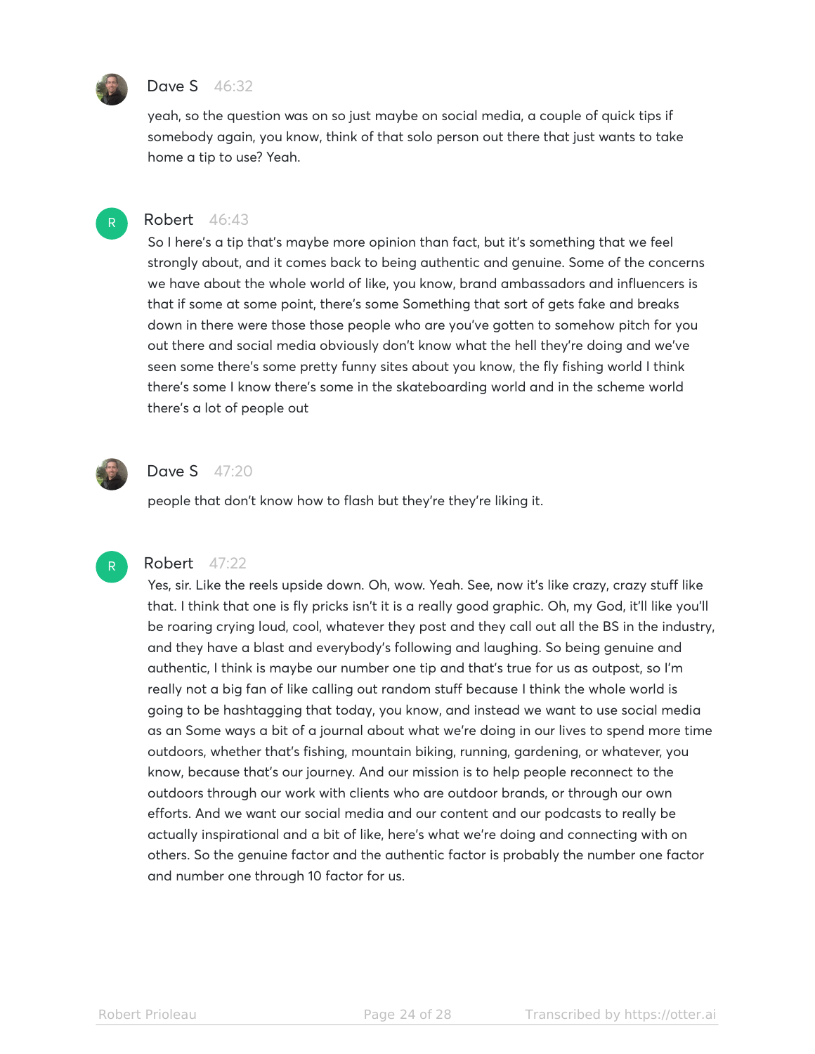**Dave S** 46:32

yeah, so the question was on so just maybe on social media, a couple of quick tips if somebody again, you know, think of that solo person out there that just wants to take home a tip to use? Yeah.

**Robert** 46:43

So I here's a tip that's maybe more opinion than fact, but it's something that we feel strongly about, and it comes back to being authentic and genuine. Some of the concerns we have about the whole world of like, you know, brand ambassadors and influencers is that if some at some point, there's some Something that sort of gets fake and breaks down in there were those those people who are you've gotten to somehow pitch for you out there and social media obviously don't know what the hell they're doing and we've seen some there's some pretty funny sites about you know, the fly fishing world I think there's some I know there's some in the skateboarding world and in the scheme world there's a lot of people out

**Dave S** 47:20

people that don't know how to flash but they're they're liking it.

**Robert** 47:22

Yes, sir. Like the reels upside down. Oh, wow. Yeah. See, now it's like crazy, crazy stuff like that. I think that one is fly pricks isn't it is a really good graphic. Oh, my God, it'll like you'll be roaring crying loud, cool, whatever they post and they call out all the BS in the industry, and they have a blast and everybody's following and laughing. So being genuine and authentic, I think is maybe our number one tip and that's true for us as outpost, so I'm really not a big fan of like calling out random stuff because I think the whole world is going to be hashtagging that today, you know, and instead we want to use social media as an Some ways a bit of a journal about what we're doing in our lives to spend more time outdoors, whether that's fishing, mountain biking, running, gardening, or whatever, you know, because that's our journey. And our mission is to help people reconnect to the outdoors through our work with clients who are outdoor brands, or through our own efforts. And we want our social media and our content and our podcasts to really be actually inspirational and a bit of like, here's what we're doing and connecting with on others. So the genuine factor and the authentic factor is probably the number one factor and number one through 10 factor for us.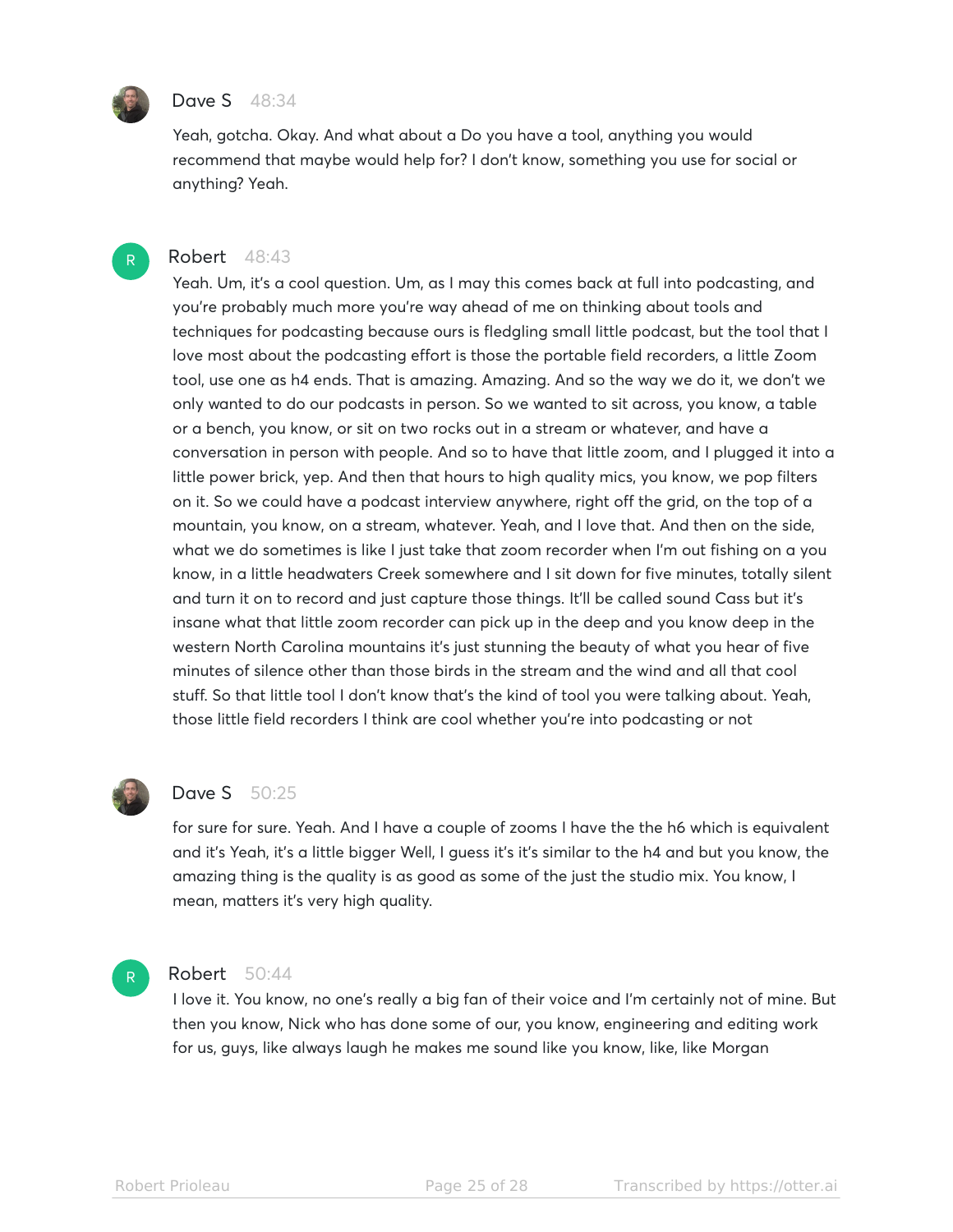**Dave S** 48:34

Yeah, gotcha. Okay. And what about a Do you have a tool, anything you would recommend that maybe would help for? I don't know, something you use for social or anything? Yeah.

**Robert** 48:43

Yeah. Um, it's a cool question. Um, as I may this comes back at full into podcasting, and you're probably much more you're way ahead of me on thinking about tools and techniques for podcasting because ours is fledgling small little podcast, but the tool that I love most about the podcasting effort is those the portable field recorders, a little Zoom tool, use one as h4 ends. That is amazing. Amazing. And so the way we do it, we don't we only wanted to do our podcasts in person. So we wanted to sit across, you know, a table or a bench, you know, or sit on two rocks out in a stream or whatever, and have a conversation in person with people. And so to have that little zoom, and I plugged it into a little power brick, yep. And then that hours to high quality mics, you know, we pop filters on it. So we could have a podcast interview anywhere, right off the grid, on the top of a mountain, you know, on a stream, whatever. Yeah, and I love that. And then on the side, what we do sometimes is like I just take that zoom recorder when I'm out fishing on a you know, in a little headwaters Creek somewhere and I sit down for five minutes, totally silent and turn it on to record and just capture those things. It'll be called sound Cass but it's insane what that little zoom recorder can pick up in the deep and you know deep in the western North Carolina mountains it's just stunning the beauty of what you hear of five minutes of silence other than those birds in the stream and the wind and all that cool stuff. So that little tool I don't know that's the kind of tool you were talking about. Yeah, those little field recorders I think are cool whether you're into podcasting or not

**Dave S** 50:25

for sure for sure. Yeah. And I have a couple of zooms I have the the h6 which is equivalent and it's Yeah, it's a little bigger Well, I guess it's it's similar to the h4 and but you know, the amazing thing is the quality is as good as some of the just the studio mix. You know, I mean, matters it's very high quality.

**Robert** 50:44

I love it. You know, no one's really a big fan of their voice and I'm certainly not of mine. But then you know, Nick who has done some of our, you know, engineering and editing work for us, guys, like always laugh he makes me sound like you know, like, like Morgan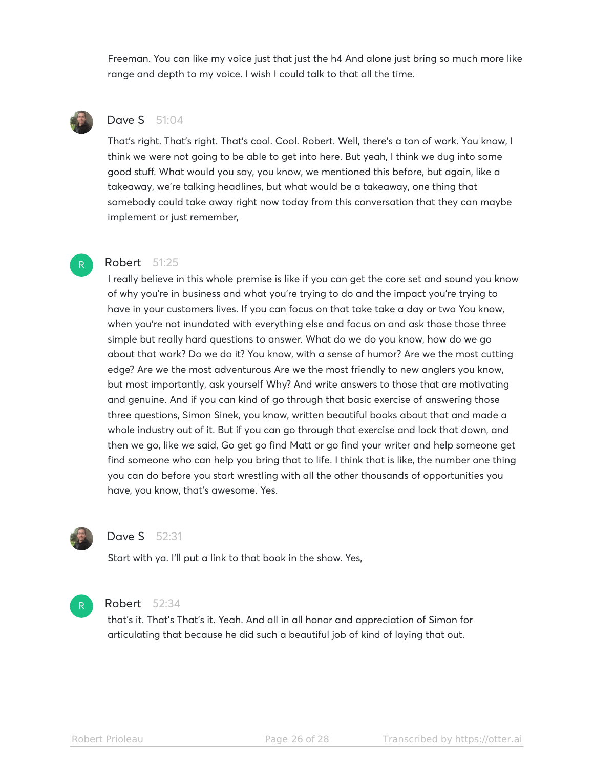Freeman. You can like my voice just that just the h4 And alone just bring so much more like range and depth to my voice. I wish I could talk to that all the time.

**Dave S** 51:04

That's right. That's right. That's cool. Cool. Robert. Well, there's a ton of work. You know, I think we were not going to be able to get into here. But yeah, I think we dug into some good stuff. What would you say, you know, we mentioned this before, but again, like a takeaway, we're talking headlines, but what would be a takeaway, one thing that somebody could take away right now today from this conversation that they can maybe implement or just remember,

**Robert** 51:25

I really believe in this whole premise is like if you can get the core set and sound you know of why you're in business and what you're trying to do and the impact you're trying to have in your customers lives. If you can focus on that take take a day or two You know, when you're not inundated with everything else and focus on and ask those those three simple but really hard questions to answer. What do we do you know, how do we go about that work? Do we do it? You know, with a sense of humor? Are we the most cutting edge? Are we the most adventurous Are we the most friendly to new anglers you know, but most importantly, ask yourself Why? And write answers to those that are motivating and genuine. And if you can kind of go through that basic exercise of answering those three questions, Simon Sinek, you know, written beautiful books about that and made a whole industry out of it. But if you can go through that exercise and lock that down, and then we go, like we said, Go get go find Matt or go find your writer and help someone get find someone who can help you bring that to life. I think that is like, the number one thing you can do before you start wrestling with all the other thousands of opportunities you have, you know, that's awesome. Yes.

**Dave S** 52:31

Start with ya. I'll put a link to that book in the show. Yes,

**Robert** 52:34

that's it. That's That's it. Yeah. And all in all honor and appreciation of Simon for articulating that because he did such a beautiful job of kind of laying that out.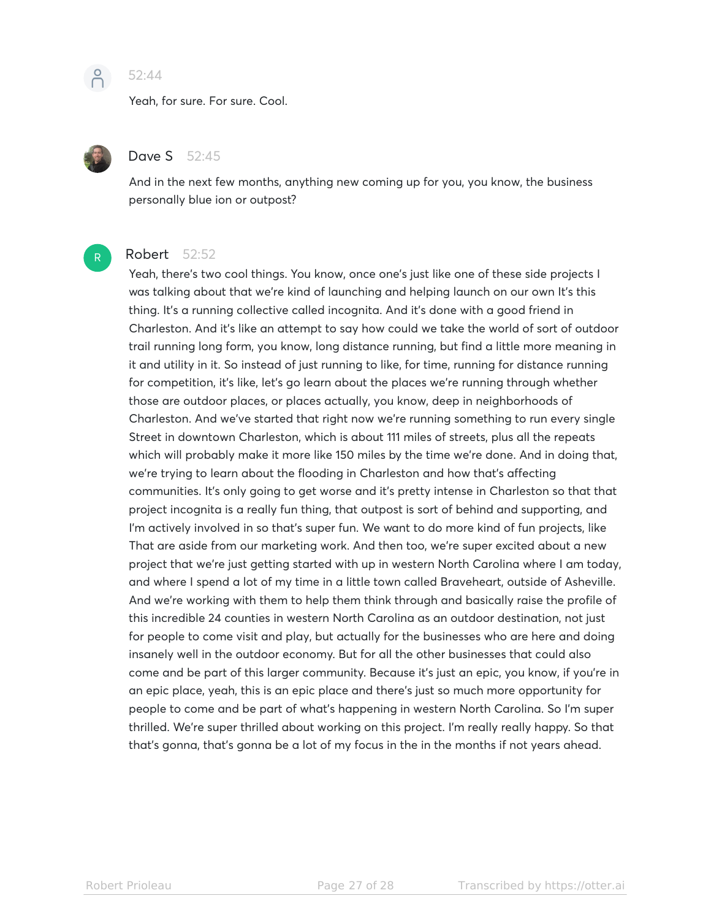52:44

Yeah, for sure. For sure. Cool.

**Dave S** 52:45

And in the next few months, anything new coming up for you, you know, the business personally blue ion or outpost?

**Robert** 52:52

Yeah, there's two cool things. You know, once one's just like one of these side projects I was talking about that we're kind of launching and helping launch on our own It's this thing. It's a running collective called incognita. And it's done with a good friend in Charleston. And it's like an attempt to say how could we take the world of sort of outdoor trail running long form, you know, long distance running, but find a little more meaning in it and utility in it. So instead of just running to like, for time, running for distance running for competition, it's like, let's go learn about the places we're running through whether those are outdoor places, or places actually, you know, deep in neighborhoods of Charleston. And we've started that right now we're running something to run every single Street in downtown Charleston, which is about 111 miles of streets, plus all the repeats which will probably make it more like 150 miles by the time we're done. And in doing that, we're trying to learn about the flooding in Charleston and how that's affecting communities. It's only going to get worse and it's pretty intense in Charleston so that that project incognita is a really fun thing, that outpost is sort of behind and supporting, and I'm actively involved in so that's super fun. We want to do more kind of fun projects, like That are aside from our marketing work. And then too, we're super excited about a new project that we're just getting started with up in western North Carolina where I am today, and where I spend a lot of my time in a little town called Braveheart, outside of Asheville. And we're working with them to help them think through and basically raise the profile of this incredible 24 counties in western North Carolina as an outdoor destination, not just for people to come visit and play, but actually for the businesses who are here and doing insanely well in the outdoor economy. But for all the other businesses that could also come and be part of this larger community. Because it's just an epic, you know, if you're in an epic place, yeah, this is an epic place and there's just so much more opportunity for people to come and be part of what's happening in western North Carolina. So I'm super thrilled. We're super thrilled about working on this project. I'm really really happy. So that that's gonna, that's gonna be a lot of my focus in the in the months if not years ahead.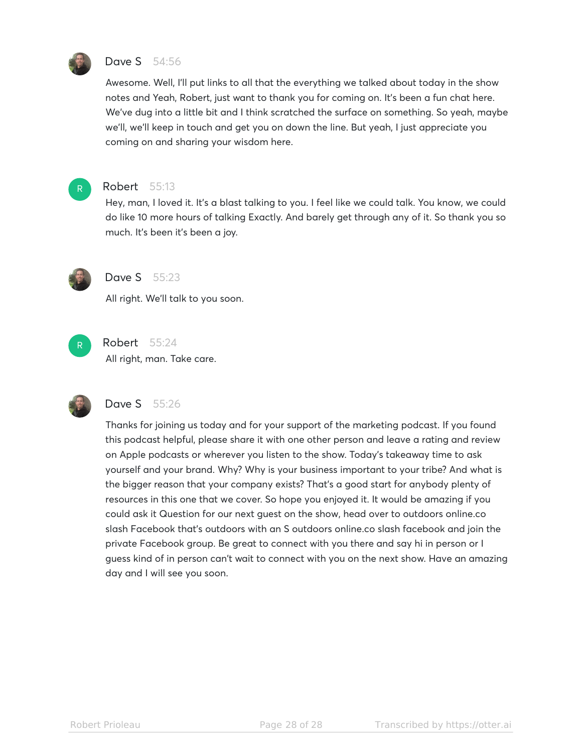**Dave S** 54:56

Awesome. Well, I'll put links to all that the everything we talked about today in the show notes and Yeah, Robert, just want to thank you for coming on. It's been a fun chat here. We've dug into a little bit and I think scratched the surface on something. So yeah, maybe we'll, we'll keep in touch and get you on down the line. But yeah, I just appreciate you coming on and sharing your wisdom here.

**Robert** 55:13

Hey, man, I loved it. It's a blast talking to you. I feel like we could talk. You know, we could do like 10 more hours of talking Exactly. And barely get through any of it. So thank you so much. It's been it's been a joy.

**Dave S** 55:23

All right. We'll talk to you soon.

**Robert** 55:24

All right, man. Take care.

**Dave S** 55:26

Thanks for joining us today and for your support of the marketing podcast. If you found this podcast helpful, please share it with one other person and leave a rating and review on Apple podcasts or wherever you listen to the show. Today's takeaway time to ask yourself and your brand. Why? Why is your business important to your tribe? And what is the bigger reason that your company exists? That's a good start for anybody plenty of resources in this one that we cover. So hope you enjoyed it. It would be amazing if you could ask it Question for our next guest on the show, head over to outdoors online.co slash Facebook that's outdoors with an S outdoors online.co slash facebook and join the private Facebook group. Be great to connect with you there and say hi in person or I guess kind of in person can't wait to connect with you on the next show. Have an amazing day and I will see you soon.